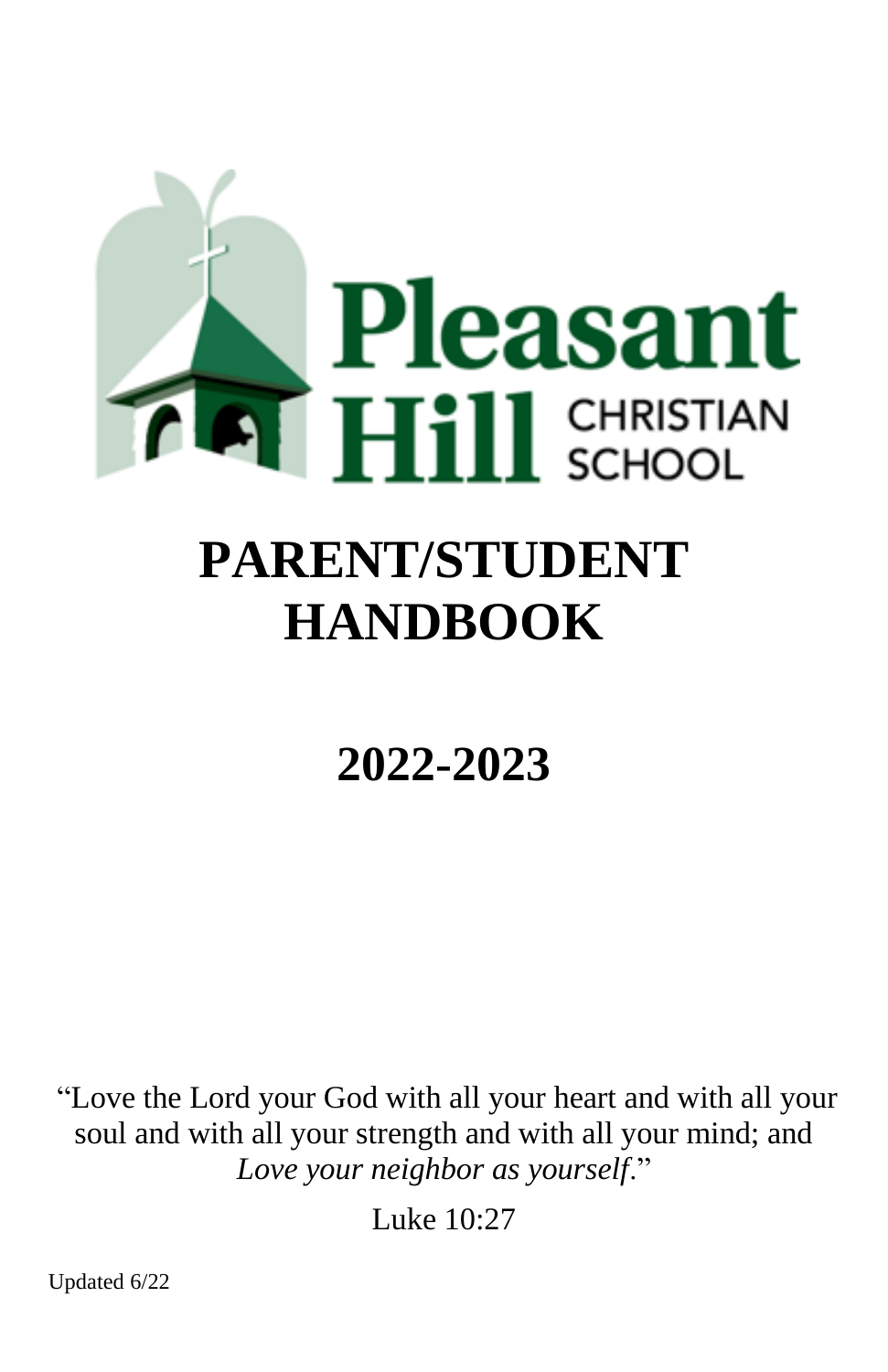Pleasant Hill CHRISTIAN SCHOOL

# PARENT/STUDENT HANDBOOK

# 2022-2023

"Love the Lord your God with all your heart and with all your soul and with all your strength and with all your mind; and *Love your neighbor as yourself*."

Luke 10:27

Updated 6/22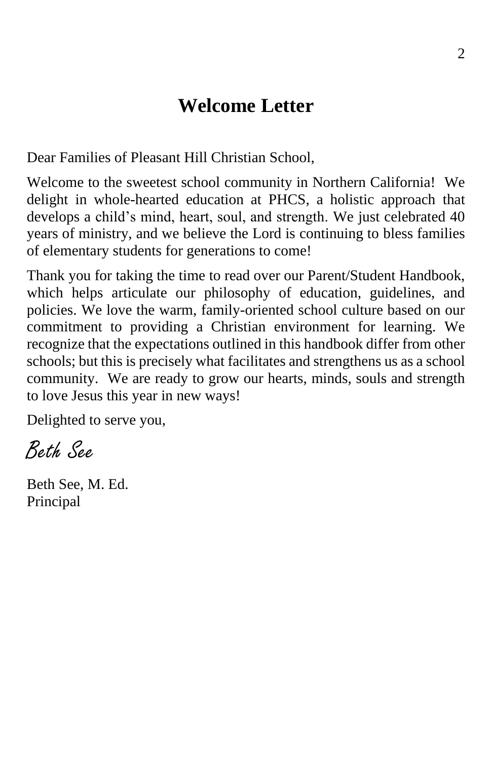# Welcome Letter

Dear Families of Pleasant Hill Christian School,

Welcome to the sweetest school community in Northern California! We delight in whole-hearted education at PHCS, a holistic approach that develops a child's mind, heart, soul, and strength. We just celebrated 40 years of ministry, and we believe the Lord is continuing to bless families of elementary students for generations to come!

Thank you for taking the time to read over our Parent/Student Handbook, which helps articulate our philosophy of education, guidelines, and policies. We love the warm, family-oriented school culture based on our commitment to providing a Christian environment for learning. We recognize that the expectations outlined in this handbook differ from other schools; but this is precisely what facilitates and strengthens us as a school community. We are ready to grow our hearts, minds, souls and strength to love Jesus this year in new ways!

Delighted to serve you,

*Beth See*

Beth See, M. Ed.
Principal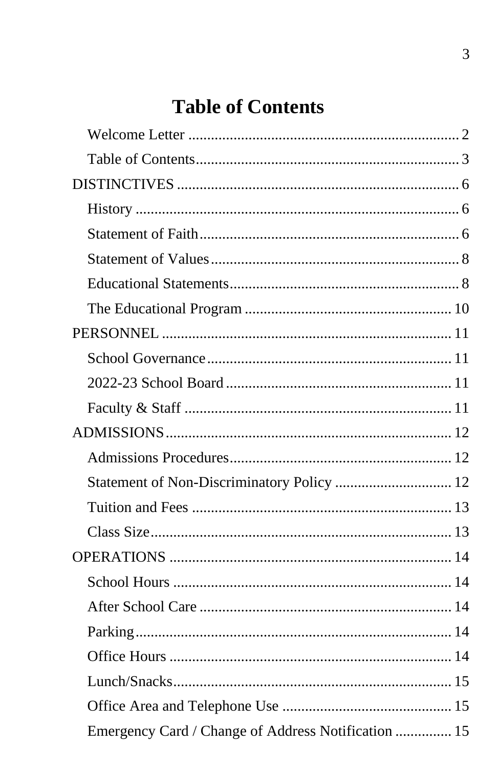# Table of Contents

- Welcome Letter ........................................................................ 2
- Table of Contents...................................................................... 3

DISTINCTIVES ............................................................................ 6

- History ...................................................................................... 6
- Statement of Faith...................................................................... 6
- Statement of Values................................................................... 8
- Educational Statements.............................................................. 8
- The Educational Program ........................................................ 10

PERSONNEL .............................................................................. 11

- School Governance .................................................................. 11
- 2022-23 School Board ............................................................. 11
- Faculty & Staff ........................................................................ 11

ADMISSIONS............................................................................. 12

- Admissions Procedures............................................................ 12
- Statement of Non-Discriminatory Policy ................................ 12
- Tuition and Fees ...................................................................... 13
- Class Size................................................................................. 13

OPERATIONS ............................................................................ 14

- School Hours ........................................................................... 14
- After School Care .................................................................... 14
- Parking..................................................................................... 14
- Office Hours ............................................................................ 14
- Lunch/Snacks........................................................................... 15
- Office Area and Telephone Use .............................................. 15
- Emergency Card / Change of Address Notification ............... 15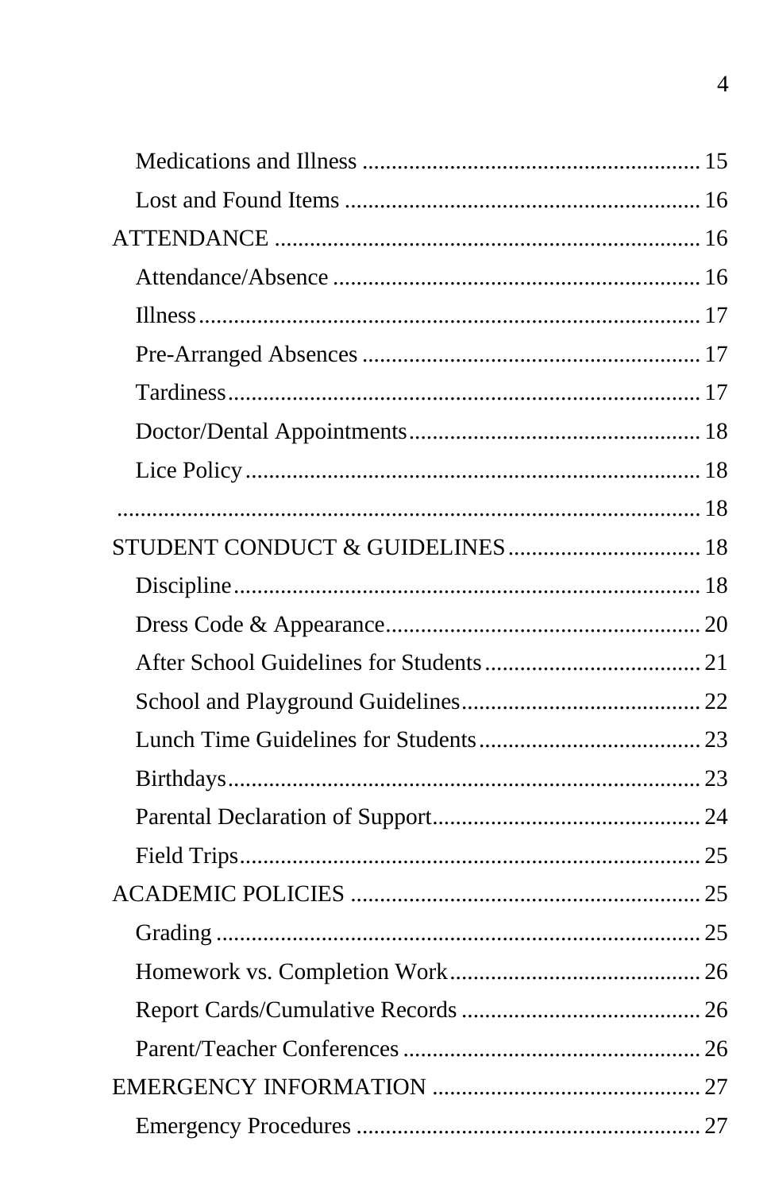- Medications and Illness .......................................................... 15
- Lost and Found Items ............................................................. 16

ATTENDANCE ......................................................................... 16

- Attendance/Absence ............................................................... 16
- Illness ..................................................................................... 17
- Pre-Arranged Absences .......................................................... 17
- Tardiness ................................................................................. 17
- Doctor/Dental Appointments .................................................. 18
- Lice Policy ............................................................................. 18

...................................................................................................... 18

STUDENT CONDUCT & GUIDELINES ................................. 18

- Discipline ............................................................................... 18
- Dress Code & Appearance ...................................................... 20
- After School Guidelines for Students ..................................... 21
- School and Playground Guidelines ......................................... 22
- Lunch Time Guidelines for Students ...................................... 23
- Birthdays ................................................................................ 23
- Parental Declaration of Support .............................................. 24
- Field Trips .............................................................................. 25

ACADEMIC POLICIES ............................................................ 25

- Grading .................................................................................. 25
- Homework vs. Completion Work ........................................... 26
- Report Cards/Cumulative Records ......................................... 26
- Parent/Teacher Conferences ................................................... 26

EMERGENCY INFORMATION .............................................. 27

- Emergency Procedures ........................................................... 27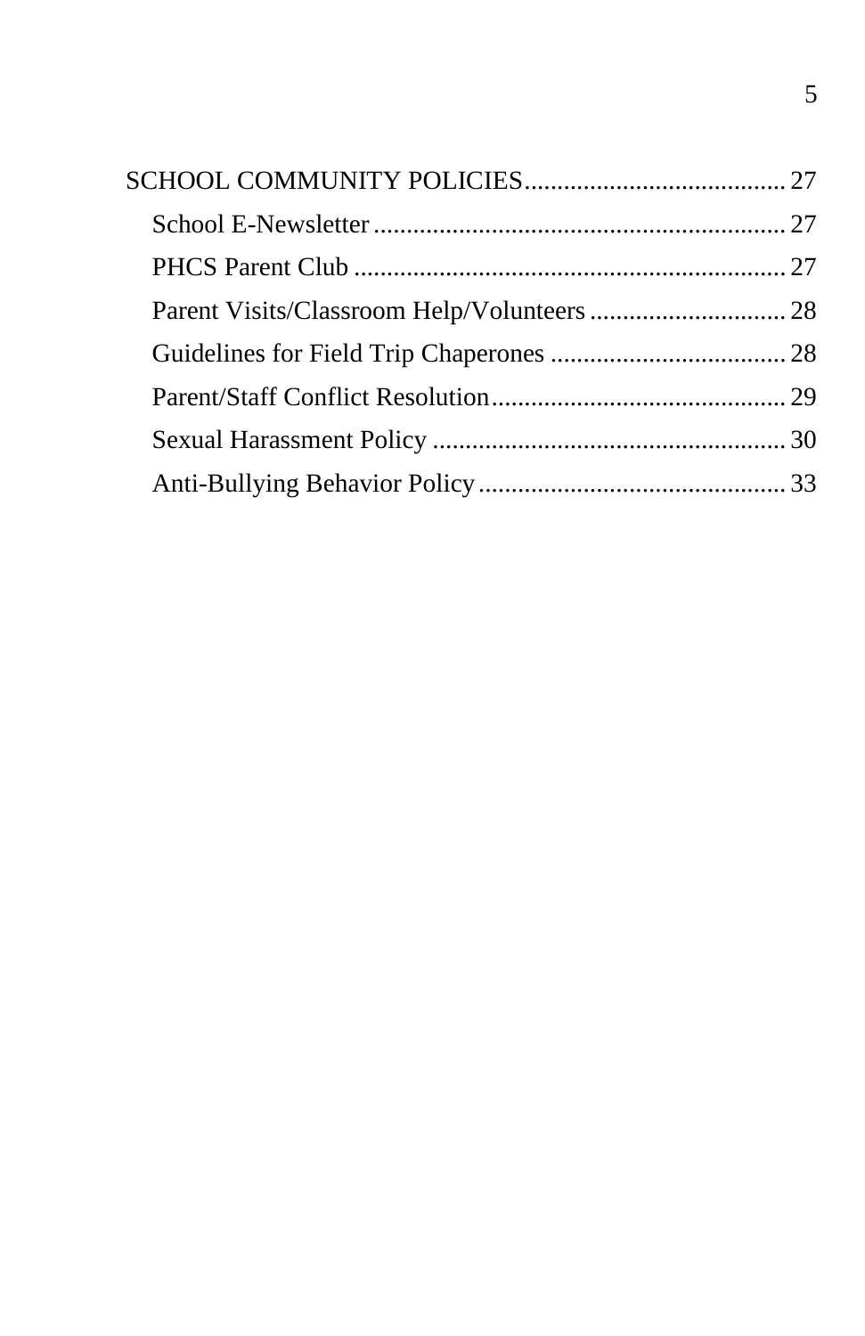SCHOOL COMMUNITY POLICIES........................................ 27

- School E-Newsletter................................................................ 27
- PHCS Parent Club .................................................................. 27
- Parent Visits/Classroom Help/Volunteers ............................... 28
- Guidelines for Field Trip Chaperones .................................... 28
- Parent/Staff Conflict Resolution............................................. 29
- Sexual Harassment Policy ...................................................... 30
- Anti-Bullying Behavior Policy............................................... 33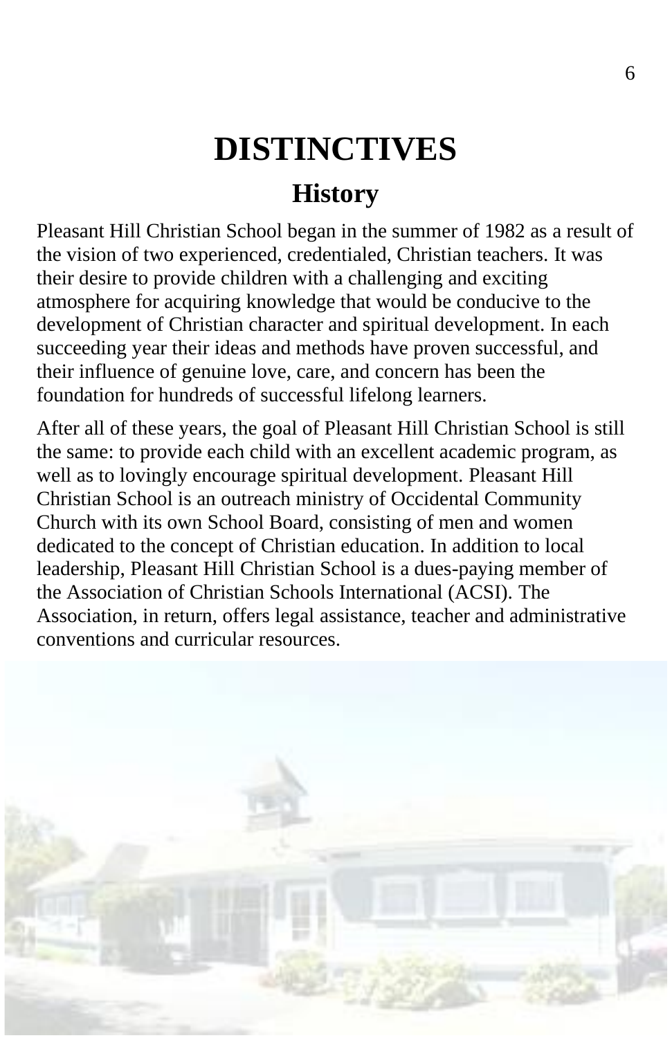# DISTINCTIVES

## History

Pleasant Hill Christian School began in the summer of 1982 as a result of the vision of two experienced, credentialed, Christian teachers. It was their desire to provide children with a challenging and exciting atmosphere for acquiring knowledge that would be conducive to the development of Christian character and spiritual development. In each succeeding year their ideas and methods have proven successful, and their influence of genuine love, care, and concern has been the foundation for hundreds of successful lifelong learners.

After all of these years, the goal of Pleasant Hill Christian School is still the same: to provide each child with an excellent academic program, as well as to lovingly encourage spiritual development. Pleasant Hill Christian School is an outreach ministry of Occidental Community Church with its own School Board, consisting of men and women dedicated to the concept of Christian education. In addition to local leadership, Pleasant Hill Christian School is a dues-paying member of the Association of Christian Schools International (ACSI). The Association, in return, offers legal assistance, teacher and administrative conventions and curricular resources.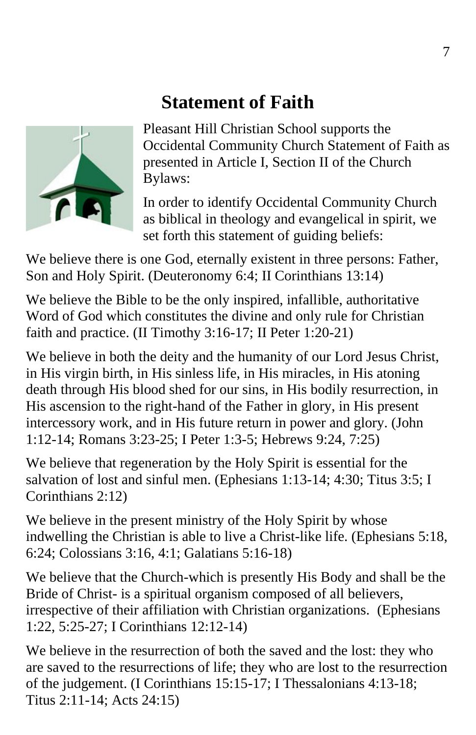# Statement of Faith

Pleasant Hill Christian School supports the Occidental Community Church Statement of Faith as presented in Article I, Section II of the Church Bylaws:

In order to identify Occidental Community Church as biblical in theology and evangelical in spirit, we set forth this statement of guiding beliefs:

We believe there is one God, eternally existent in three persons: Father, Son and Holy Spirit. (Deuteronomy 6:4; II Corinthians 13:14)

We believe the Bible to be the only inspired, infallible, authoritative Word of God which constitutes the divine and only rule for Christian faith and practice. (II Timothy 3:16-17; II Peter 1:20-21)

We believe in both the deity and the humanity of our Lord Jesus Christ, in His virgin birth, in His sinless life, in His miracles, in His atoning death through His blood shed for our sins, in His bodily resurrection, in His ascension to the right-hand of the Father in glory, in His present intercessory work, and in His future return in power and glory. (John 1:12-14; Romans 3:23-25; I Peter 1:3-5; Hebrews 9:24, 7:25)

We believe that regeneration by the Holy Spirit is essential for the salvation of lost and sinful men. (Ephesians 1:13-14; 4:30; Titus 3:5; I Corinthians 2:12)

We believe in the present ministry of the Holy Spirit by whose indwelling the Christian is able to live a Christ-like life. (Ephesians 5:18, 6:24; Colossians 3:16, 4:1; Galatians 5:16-18)

We believe that the Church-which is presently His Body and shall be the Bride of Christ- is a spiritual organism composed of all believers, irrespective of their affiliation with Christian organizations. (Ephesians 1:22, 5:25-27; I Corinthians 12:12-14)

We believe in the resurrection of both the saved and the lost: they who are saved to the resurrections of life; they who are lost to the resurrection of the judgement. (I Corinthians 15:15-17; I Thessalonians 4:13-18; Titus 2:11-14; Acts 24:15)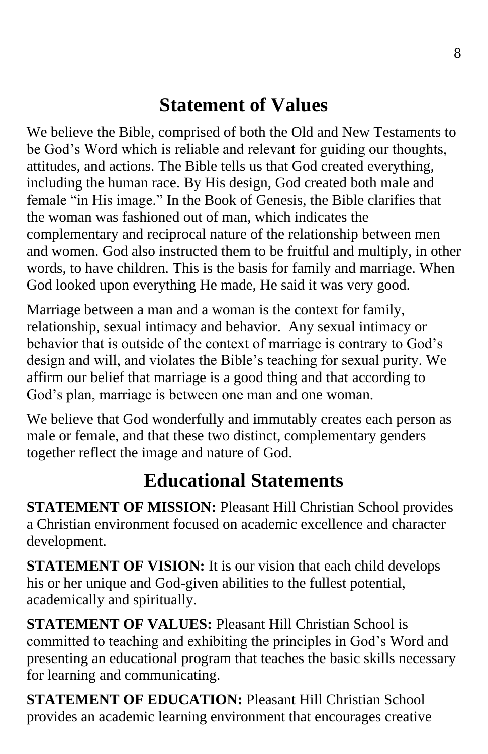## Statement of Values

We believe the Bible, comprised of both the Old and New Testaments to be God's Word which is reliable and relevant for guiding our thoughts, attitudes, and actions. The Bible tells us that God created everything, including the human race. By His design, God created both male and female "in His image." In the Book of Genesis, the Bible clarifies that the woman was fashioned out of man, which indicates the complementary and reciprocal nature of the relationship between men and women. God also instructed them to be fruitful and multiply, in other words, to have children. This is the basis for family and marriage. When God looked upon everything He made, He said it was very good.

Marriage between a man and a woman is the context for family, relationship, sexual intimacy and behavior. Any sexual intimacy or behavior that is outside of the context of marriage is contrary to God's design and will, and violates the Bible's teaching for sexual purity. We affirm our belief that marriage is a good thing and that according to God's plan, marriage is between one man and one woman.

We believe that God wonderfully and immutably creates each person as male or female, and that these two distinct, complementary genders together reflect the image and nature of God.

## Educational Statements

**STATEMENT OF MISSION:** Pleasant Hill Christian School provides a Christian environment focused on academic excellence and character development.

**STATEMENT OF VISION:** It is our vision that each child develops his or her unique and God-given abilities to the fullest potential, academically and spiritually.

**STATEMENT OF VALUES:** Pleasant Hill Christian School is committed to teaching and exhibiting the principles in God's Word and presenting an educational program that teaches the basic skills necessary for learning and communicating.

**STATEMENT OF EDUCATION:** Pleasant Hill Christian School provides an academic learning environment that encourages creative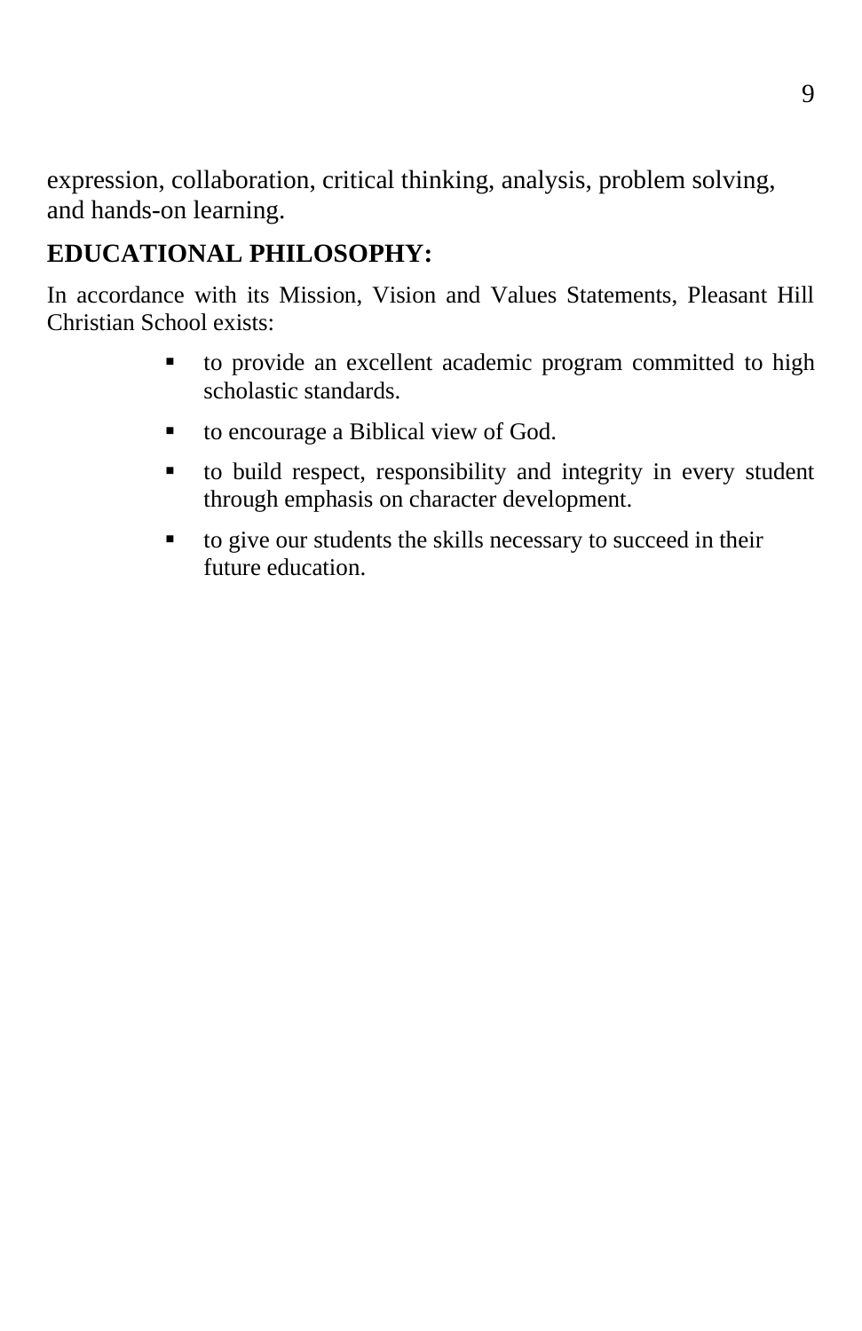expression, collaboration, critical thinking, analysis, problem solving, and hands-on learning.

## EDUCATIONAL PHILOSOPHY:

In accordance with its Mission, Vision and Values Statements, Pleasant Hill Christian School exists:

- to provide an excellent academic program committed to high scholastic standards.
- to encourage a Biblical view of God.
- to build respect, responsibility and integrity in every student through emphasis on character development.
- to give our students the skills necessary to succeed in their future education.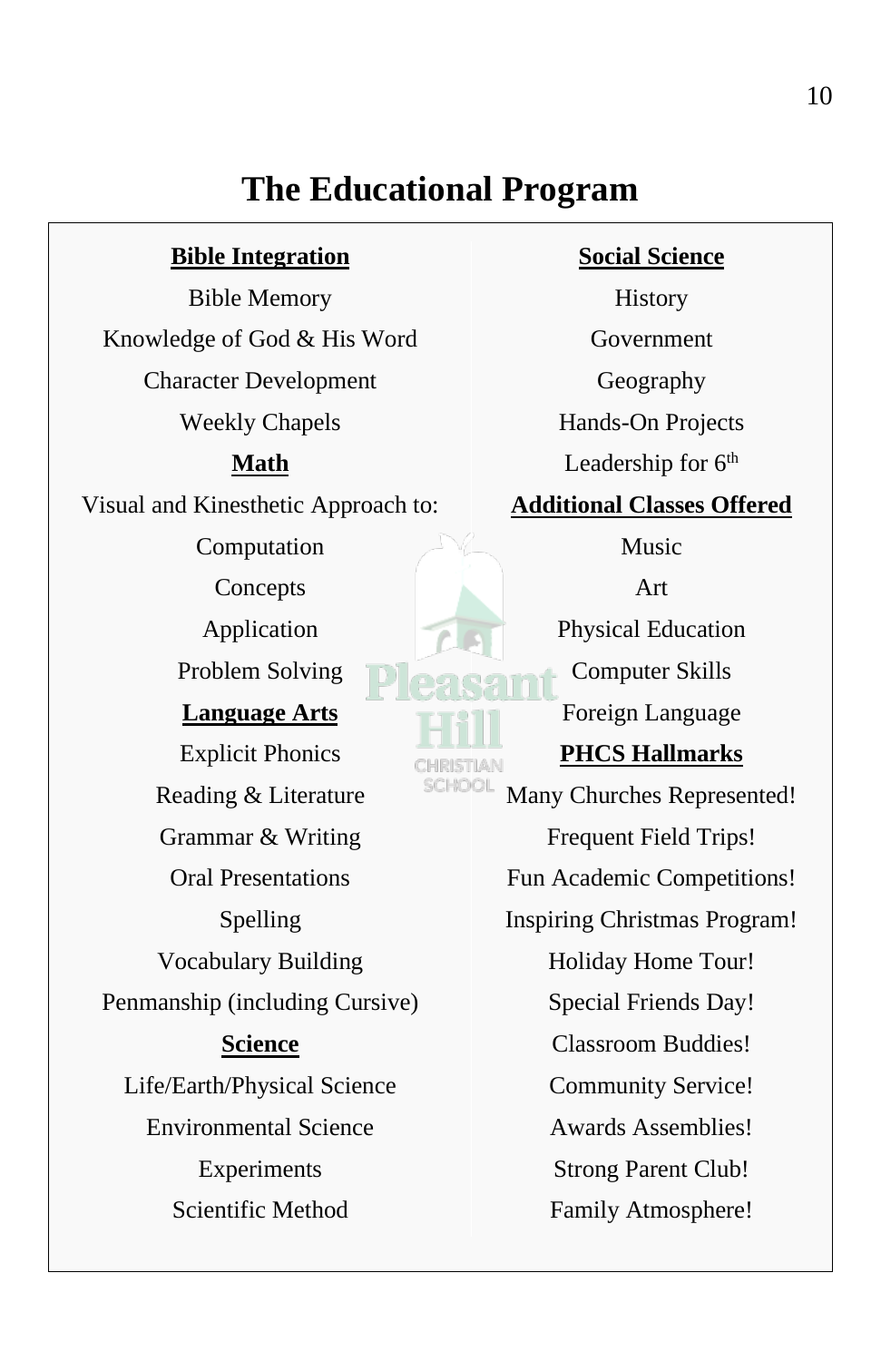# The Educational Program

**Bible Integration**

Bible Memory

Knowledge of God & His Word

Character Development

Weekly Chapels

**Math**

Visual and Kinesthetic Approach to:

Computation

Concepts

Application

Problem Solving

**Language Arts**

Explicit Phonics

Reading & Literature

Grammar & Writing

Oral Presentations

Spelling

Vocabulary Building

Penmanship (including Cursive)

**Science**

Life/Earth/Physical Science

Environmental Science

Experiments

Scientific Method

**Social Science**

History

Government

Geography

Hands-On Projects

Leadership for 6th

**Additional Classes Offered**

Music

Art

Physical Education

Computer Skills

Foreign Language

**PHCS Hallmarks**

Many Churches Represented!

Frequent Field Trips!

Fun Academic Competitions!

Inspiring Christmas Program!

Holiday Home Tour!

Special Friends Day!

Classroom Buddies!

Community Service!

Awards Assemblies!

Strong Parent Club!

Family Atmosphere!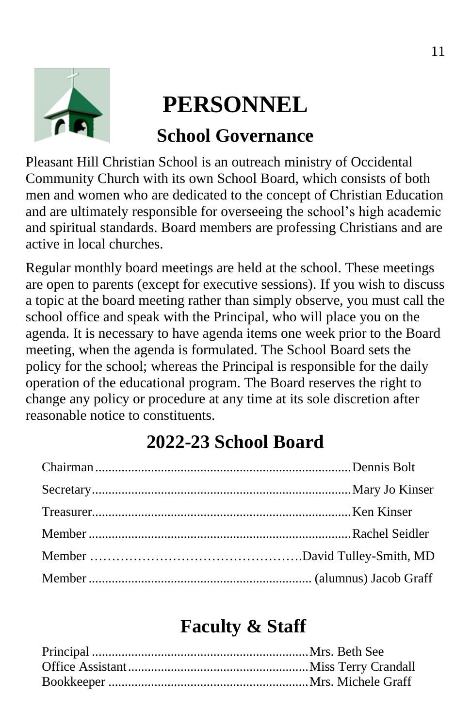# PERSONNEL

## School Governance

Pleasant Hill Christian School is an outreach ministry of Occidental Community Church with its own School Board, which consists of both men and women who are dedicated to the concept of Christian Education and are ultimately responsible for overseeing the school's high academic and spiritual standards. Board members are professing Christians and are active in local churches.

Regular monthly board meetings are held at the school. These meetings are open to parents (except for executive sessions). If you wish to discuss a topic at the board meeting rather than simply observe, you must call the school office and speak with the Principal, who will place you on the agenda. It is necessary to have agenda items one week prior to the Board meeting, when the agenda is formulated. The School Board sets the policy for the school; whereas the Principal is responsible for the daily operation of the educational program. The Board reserves the right to change any policy or procedure at any time at its sole discretion after reasonable notice to constituents.

## 2022-23 School Board

Chairman.......................................................Dennis Bolt

Secretary.......................................................Mary Jo Kinser

Treasurer.......................................................Ken Kinser

Member.......................................................Rachel Seidler

Member .......................................................David Tulley-Smith, MD

Member.......................................................(alumnus) Jacob Graff

## Faculty & Staff

Principal .......................................................Mrs. Beth See
Office Assistant.......................................................Miss Terry Crandall
Bookkeeper .......................................................Mrs. Michele Graff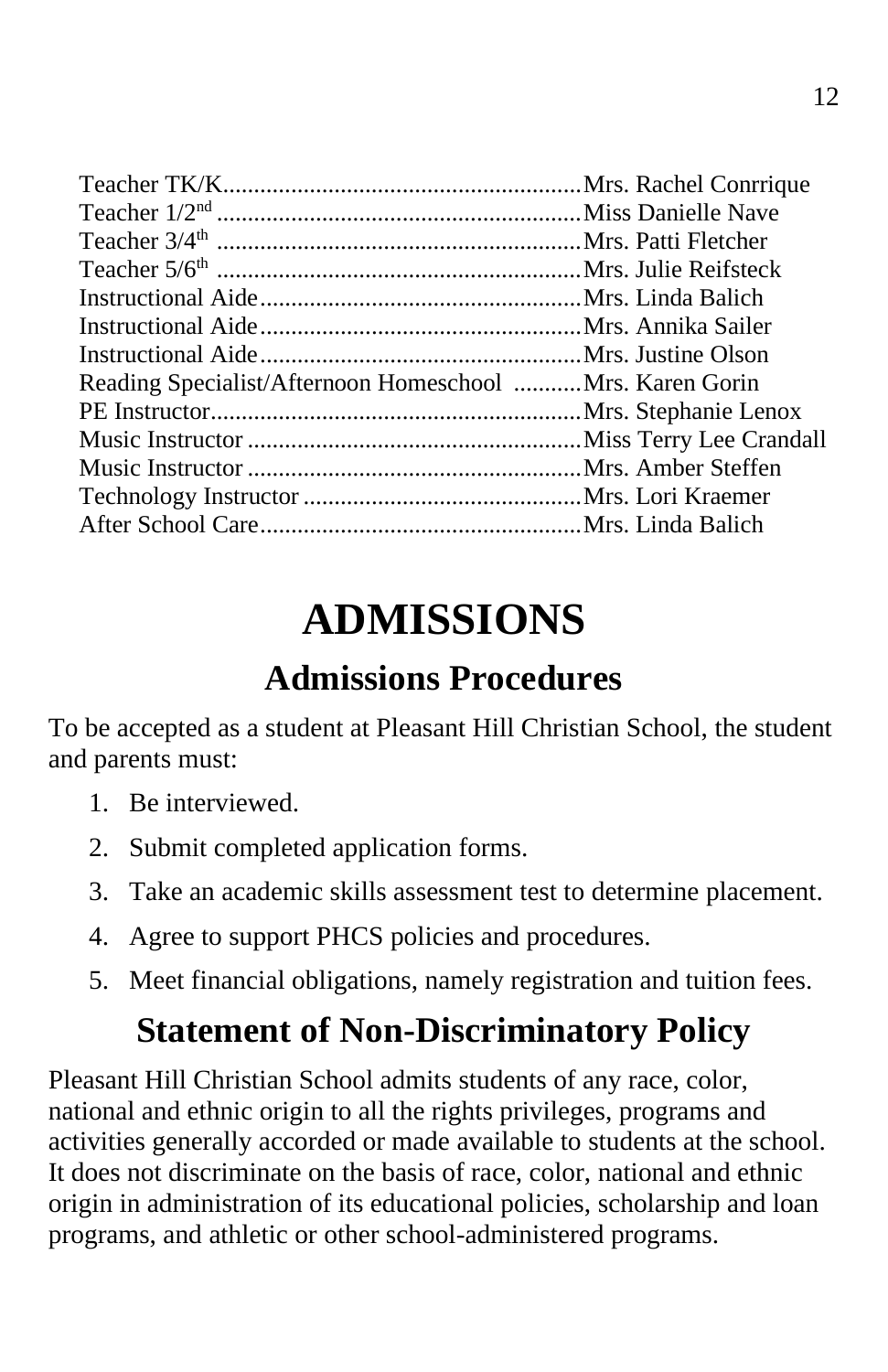Teacher TK/K..........................................................Mrs. Rachel Conrrique
Teacher 1/2nd ..........................................................Miss Danielle Nave
Teacher 3/4th ..........................................................Mrs. Patti Fletcher
Teacher 5/6th ..........................................................Mrs. Julie Reifsteck
Instructional Aide....................................................Mrs. Linda Balich
Instructional Aide....................................................Mrs. Annika Sailer
Instructional Aide....................................................Mrs. Justine Olson
Reading Specialist/Afternoon Homeschool ...........Mrs. Karen Gorin
PE Instructor............................................................Mrs. Stephanie Lenox
Music Instructor ......................................................Miss Terry Lee Crandall
Music Instructor ......................................................Mrs. Amber Steffen
Technology Instructor .............................................Mrs. Lori Kraemer
After School Care....................................................Mrs. Linda Balich

# ADMISSIONS

## Admissions Procedures

To be accepted as a student at Pleasant Hill Christian School, the student and parents must:

1. Be interviewed.
2. Submit completed application forms.
3. Take an academic skills assessment test to determine placement.
4. Agree to support PHCS policies and procedures.
5. Meet financial obligations, namely registration and tuition fees.

## Statement of Non-Discriminatory Policy

Pleasant Hill Christian School admits students of any race, color, national and ethnic origin to all the rights privileges, programs and activities generally accorded or made available to students at the school. It does not discriminate on the basis of race, color, national and ethnic origin in administration of its educational policies, scholarship and loan programs, and athletic or other school-administered programs.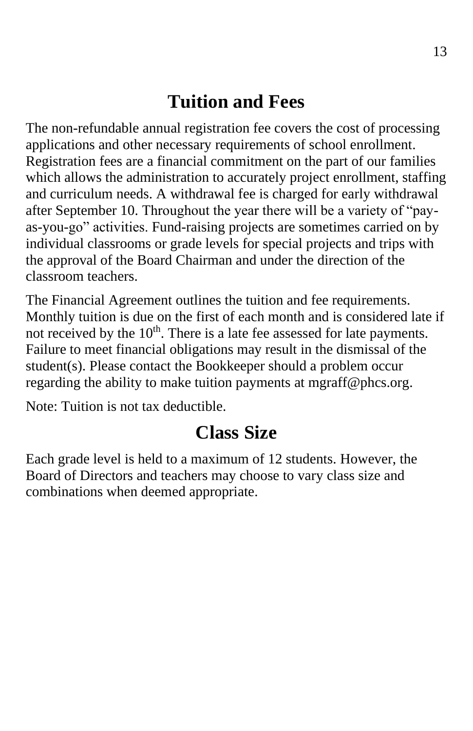# Tuition and Fees

The non-refundable annual registration fee covers the cost of processing applications and other necessary requirements of school enrollment. Registration fees are a financial commitment on the part of our families which allows the administration to accurately project enrollment, staffing and curriculum needs. A withdrawal fee is charged for early withdrawal after September 10. Throughout the year there will be a variety of "pay-as-you-go" activities. Fund-raising projects are sometimes carried on by individual classrooms or grade levels for special projects and trips with the approval of the Board Chairman and under the direction of the classroom teachers.

The Financial Agreement outlines the tuition and fee requirements. Monthly tuition is due on the first of each month and is considered late if not received by the 10th. There is a late fee assessed for late payments. Failure to meet financial obligations may result in the dismissal of the student(s). Please contact the Bookkeeper should a problem occur regarding the ability to make tuition payments at mgraff@phcs.org.

Note: Tuition is not tax deductible.

# Class Size

Each grade level is held to a maximum of 12 students. However, the Board of Directors and teachers may choose to vary class size and combinations when deemed appropriate.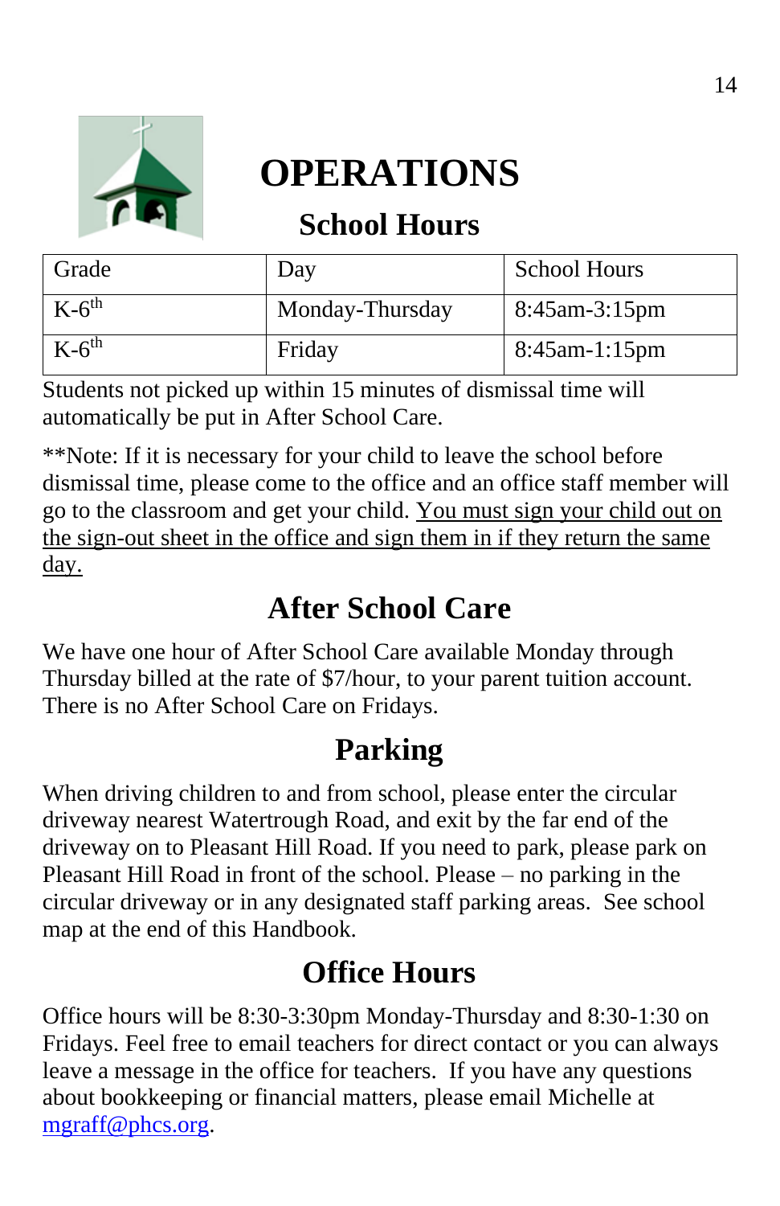# OPERATIONS

## School Hours

| Grade | Day | School Hours |
|---|---|---|
| K-6th | Monday-Thursday | 8:45am-3:15pm |
| K-6th | Friday | 8:45am-1:15pm |

Students not picked up within 15 minutes of dismissal time will automatically be put in After School Care.

**Note: If it is necessary for your child to leave the school before dismissal time, please come to the office and an office staff member will go to the classroom and get your child. <u>You must sign your child out on the sign-out sheet in the office and sign them in if they return the same day.</u>

## After School Care

We have one hour of After School Care available Monday through Thursday billed at the rate of $7/hour, to your parent tuition account. There is no After School Care on Fridays.

## Parking

When driving children to and from school, please enter the circular driveway nearest Watertrough Road, and exit by the far end of the driveway on to Pleasant Hill Road. If you need to park, please park on Pleasant Hill Road in front of the school. Please – no parking in the circular driveway or in any designated staff parking areas. See school map at the end of this Handbook.

## Office Hours

Office hours will be 8:30-3:30pm Monday-Thursday and 8:30-1:30 on Fridays. Feel free to email teachers for direct contact or you can always leave a message in the office for teachers. If you have any questions about bookkeeping or financial matters, please email Michelle at mgraff@phcs.org.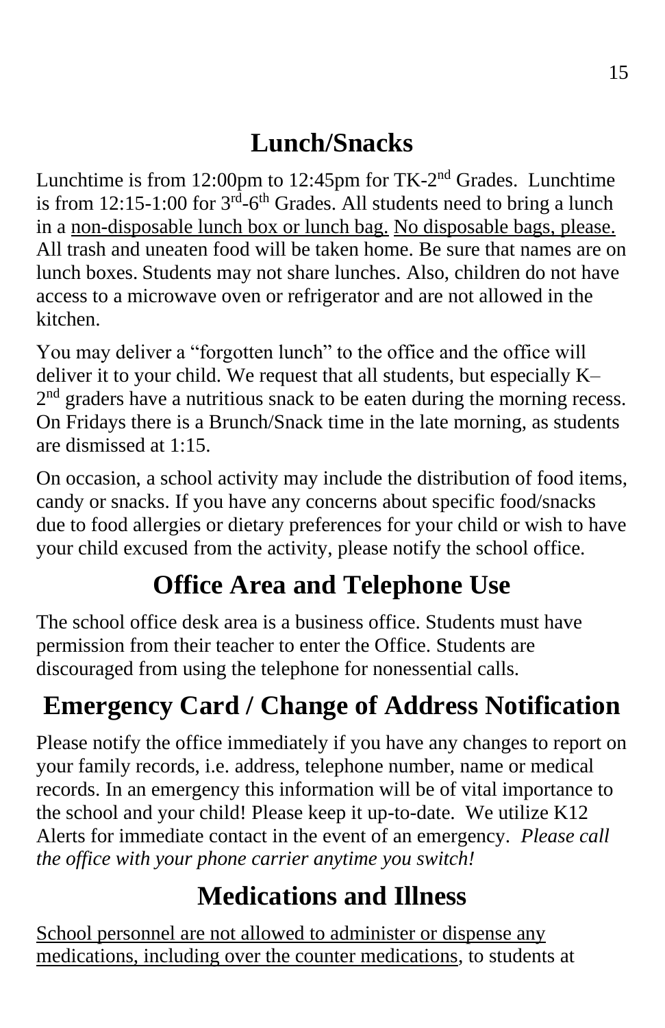## Lunch/Snacks

Lunchtime is from 12:00pm to 12:45pm for TK-2nd Grades. Lunchtime is from 12:15-1:00 for 3rd-6th Grades. All students need to bring a lunch in a non-disposable lunch box or lunch bag. No disposable bags, please. All trash and uneaten food will be taken home. Be sure that names are on lunch boxes. Students may not share lunches. Also, children do not have access to a microwave oven or refrigerator and are not allowed in the kitchen.

You may deliver a "forgotten lunch" to the office and the office will deliver it to your child. We request that all students, but especially K–2nd graders have a nutritious snack to be eaten during the morning recess. On Fridays there is a Brunch/Snack time in the late morning, as students are dismissed at 1:15.

On occasion, a school activity may include the distribution of food items, candy or snacks. If you have any concerns about specific food/snacks due to food allergies or dietary preferences for your child or wish to have your child excused from the activity, please notify the school office.

## Office Area and Telephone Use

The school office desk area is a business office. Students must have permission from their teacher to enter the Office. Students are discouraged from using the telephone for nonessential calls.

## Emergency Card / Change of Address Notification

Please notify the office immediately if you have any changes to report on your family records, i.e. address, telephone number, name or medical records. In an emergency this information will be of vital importance to the school and your child! Please keep it up-to-date. We utilize K12 Alerts for immediate contact in the event of an emergency. *Please call the office with your phone carrier anytime you switch!*

## Medications and Illness

School personnel are not allowed to administer or dispense any medications, including over the counter medications, to students at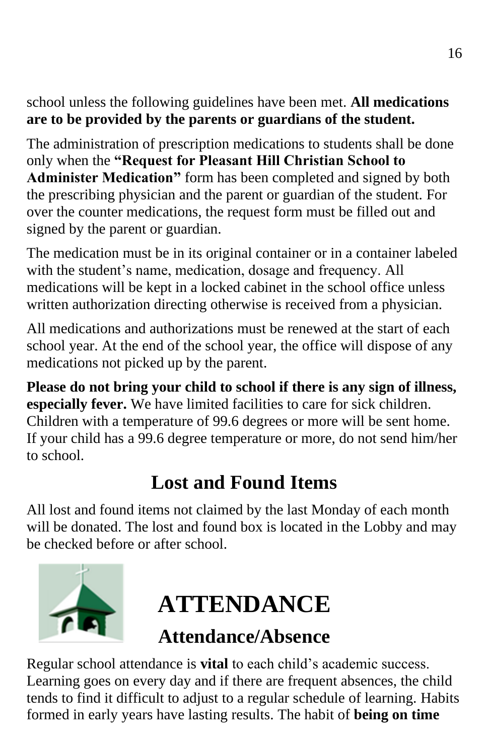school unless the following guidelines have been met. **All medications are to be provided by the parents or guardians of the student.**

The administration of prescription medications to students shall be done only when the **"Request for Pleasant Hill Christian School to Administer Medication"** form has been completed and signed by both the prescribing physician and the parent or guardian of the student. For over the counter medications, the request form must be filled out and signed by the parent or guardian.

The medication must be in its original container or in a container labeled with the student's name, medication, dosage and frequency. All medications will be kept in a locked cabinet in the school office unless written authorization directing otherwise is received from a physician.

All medications and authorizations must be renewed at the start of each school year. At the end of the school year, the office will dispose of any medications not picked up by the parent.

**Please do not bring your child to school if there is any sign of illness, especially fever.** We have limited facilities to care for sick children. Children with a temperature of 99.6 degrees or more will be sent home. If your child has a 99.6 degree temperature or more, do not send him/her to school.

## Lost and Found Items

All lost and found items not claimed by the last Monday of each month will be donated. The lost and found box is located in the Lobby and may be checked before or after school.

# ATTENDANCE

## Attendance/Absence

Regular school attendance is **vital** to each child's academic success. Learning goes on every day and if there are frequent absences, the child tends to find it difficult to adjust to a regular schedule of learning. Habits formed in early years have lasting results. The habit of **being on time**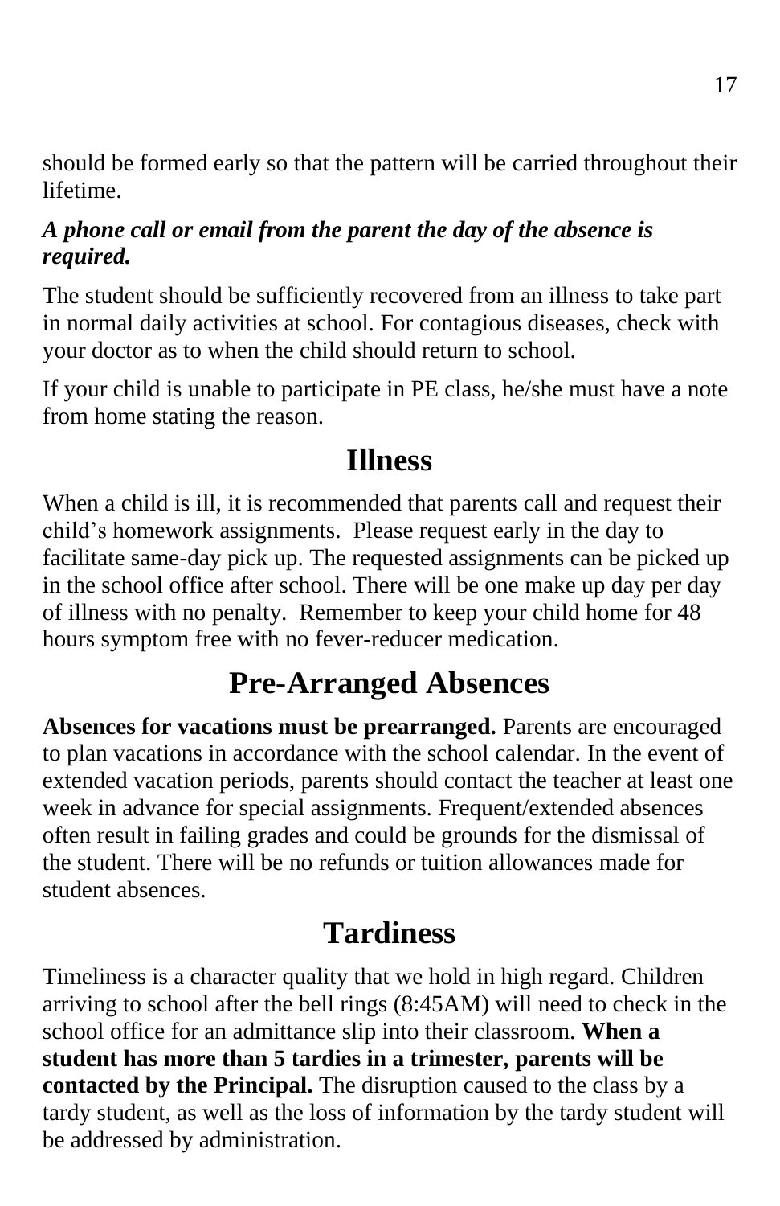should be formed early so that the pattern will be carried throughout their lifetime.

***A phone call or email from the parent the day of the absence is required.***

The student should be sufficiently recovered from an illness to take part in normal daily activities at school. For contagious diseases, check with your doctor as to when the child should return to school.

If your child is unable to participate in PE class, he/she <u>must</u> have a note from home stating the reason.

# Illness

When a child is ill, it is recommended that parents call and request their child's homework assignments. Please request early in the day to facilitate same-day pick up. The requested assignments can be picked up in the school office after school. There will be one make up day per day of illness with no penalty. Remember to keep your child home for 48 hours symptom free with no fever-reducer medication.

# Pre-Arranged Absences

**Absences for vacations must be prearranged.** Parents are encouraged to plan vacations in accordance with the school calendar. In the event of extended vacation periods, parents should contact the teacher at least one week in advance for special assignments. Frequent/extended absences often result in failing grades and could be grounds for the dismissal of the student. There will be no refunds or tuition allowances made for student absences.

# Tardiness

Timeliness is a character quality that we hold in high regard. Children arriving to school after the bell rings (8:45AM) will need to check in the school office for an admittance slip into their classroom. **When a student has more than 5 tardies in a trimester, parents will be contacted by the Principal.** The disruption caused to the class by a tardy student, as well as the loss of information by the tardy student will be addressed by administration.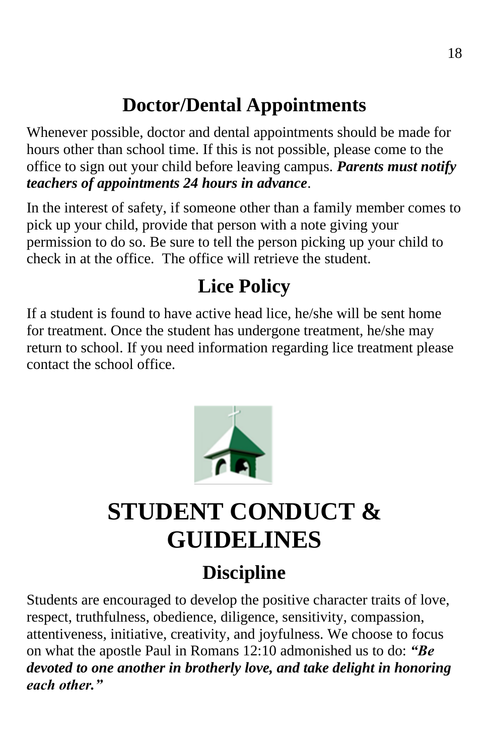## Doctor/Dental Appointments

Whenever possible, doctor and dental appointments should be made for hours other than school time. If this is not possible, please come to the office to sign out your child before leaving campus. ***Parents must notify teachers of appointments 24 hours in advance***.

In the interest of safety, if someone other than a family member comes to pick up your child, provide that person with a note giving your permission to do so. Be sure to tell the person picking up your child to check in at the office. The office will retrieve the student.

## Lice Policy

If a student is found to have active head lice, he/she will be sent home for treatment. Once the student has undergone treatment, he/she may return to school. If you need information regarding lice treatment please contact the school office.

# STUDENT CONDUCT & GUIDELINES

## Discipline

Students are encouraged to develop the positive character traits of love, respect, truthfulness, obedience, diligence, sensitivity, compassion, attentiveness, initiative, creativity, and joyfulness. We choose to focus on what the apostle Paul in Romans 12:10 admonished us to do: ***"Be devoted to one another in brotherly love, and take delight in honoring each other."***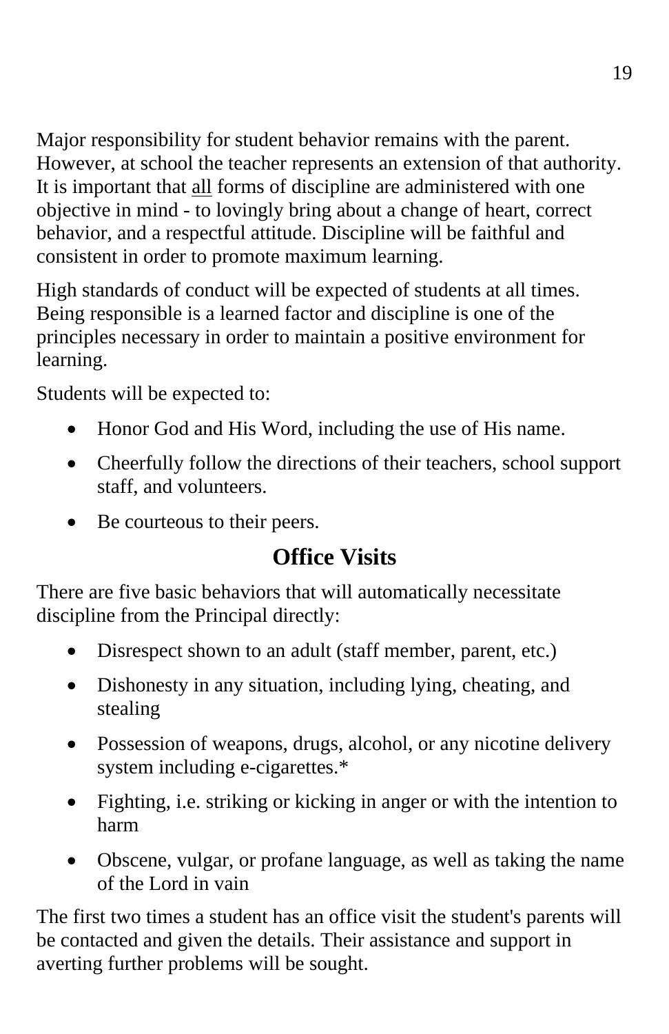Major responsibility for student behavior remains with the parent. However, at school the teacher represents an extension of that authority. It is important that <u>all</u> forms of discipline are administered with one objective in mind - to lovingly bring about a change of heart, correct behavior, and a respectful attitude. Discipline will be faithful and consistent in order to promote maximum learning.

High standards of conduct will be expected of students at all times. Being responsible is a learned factor and discipline is one of the principles necessary in order to maintain a positive environment for learning.

Students will be expected to:

- Honor God and His Word, including the use of His name.
- Cheerfully follow the directions of their teachers, school support staff, and volunteers.
- Be courteous to their peers.

## Office Visits

There are five basic behaviors that will automatically necessitate discipline from the Principal directly:

- Disrespect shown to an adult (staff member, parent, etc.)
- Dishonesty in any situation, including lying, cheating, and stealing
- Possession of weapons, drugs, alcohol, or any nicotine delivery system including e-cigarettes.*
- Fighting, i.e. striking or kicking in anger or with the intention to harm
- Obscene, vulgar, or profane language, as well as taking the name of the Lord in vain

The first two times a student has an office visit the student's parents will be contacted and given the details. Their assistance and support in averting further problems will be sought.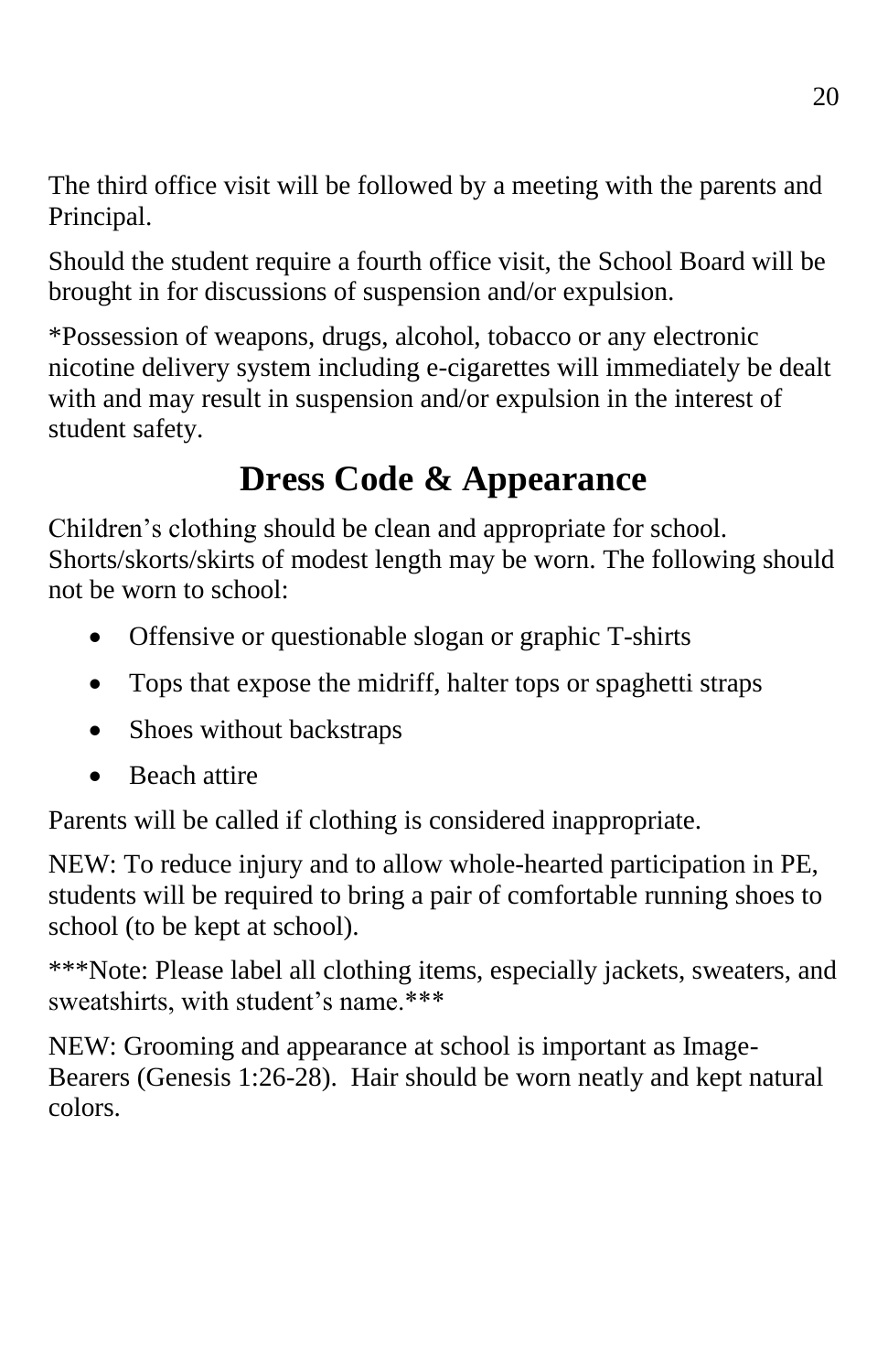The third office visit will be followed by a meeting with the parents and Principal.

Should the student require a fourth office visit, the School Board will be brought in for discussions of suspension and/or expulsion.

*Possession of weapons, drugs, alcohol, tobacco or any electronic nicotine delivery system including e-cigarettes will immediately be dealt with and may result in suspension and/or expulsion in the interest of student safety.

# Dress Code & Appearance

Children's clothing should be clean and appropriate for school. Shorts/skorts/skirts of modest length may be worn. The following should not be worn to school:

- Offensive or questionable slogan or graphic T-shirts
- Tops that expose the midriff, halter tops or spaghetti straps
- Shoes without backstraps
- Beach attire

Parents will be called if clothing is considered inappropriate.

NEW: To reduce injury and to allow whole-hearted participation in PE, students will be required to bring a pair of comfortable running shoes to school (to be kept at school).

***Note: Please label all clothing items, especially jackets, sweaters, and sweatshirts, with student's name.***

NEW: Grooming and appearance at school is important as Image-Bearers (Genesis 1:26-28). Hair should be worn neatly and kept natural colors.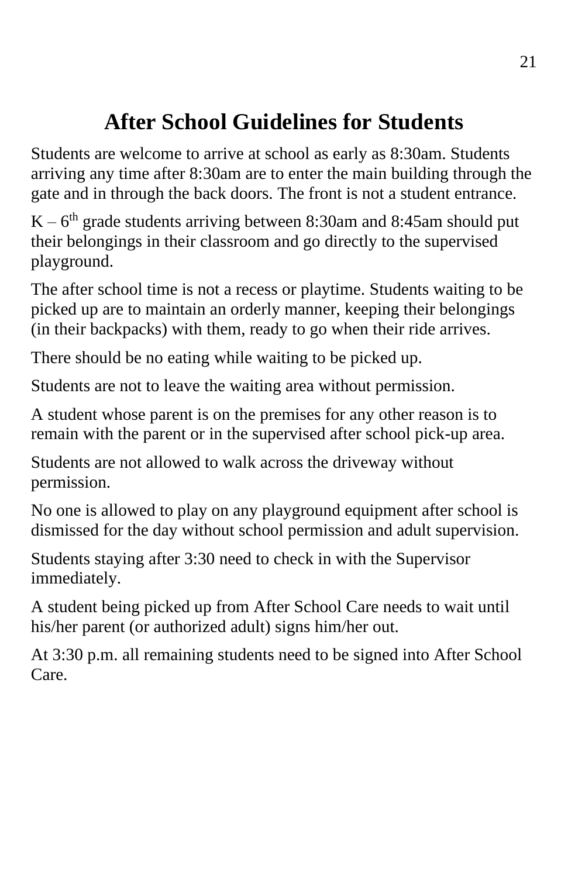# After School Guidelines for Students

Students are welcome to arrive at school as early as 8:30am. Students arriving any time after 8:30am are to enter the main building through the gate and in through the back doors. The front is not a student entrance.

K – 6th grade students arriving between 8:30am and 8:45am should put their belongings in their classroom and go directly to the supervised playground.

The after school time is not a recess or playtime. Students waiting to be picked up are to maintain an orderly manner, keeping their belongings (in their backpacks) with them, ready to go when their ride arrives.

There should be no eating while waiting to be picked up.

Students are not to leave the waiting area without permission.

A student whose parent is on the premises for any other reason is to remain with the parent or in the supervised after school pick-up area.

Students are not allowed to walk across the driveway without permission.

No one is allowed to play on any playground equipment after school is dismissed for the day without school permission and adult supervision.

Students staying after 3:30 need to check in with the Supervisor immediately.

A student being picked up from After School Care needs to wait until his/her parent (or authorized adult) signs him/her out.

At 3:30 p.m. all remaining students need to be signed into After School Care.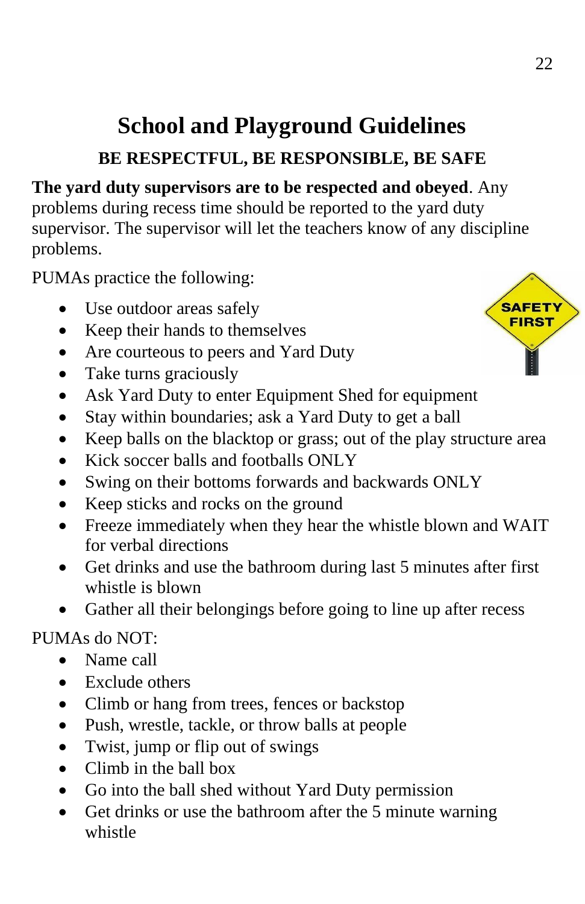# School and Playground Guidelines

## BE RESPECTFUL, BE RESPONSIBLE, BE SAFE

**The yard duty supervisors are to be respected and obeyed**. Any problems during recess time should be reported to the yard duty supervisor. The supervisor will let the teachers know of any discipline problems.

PUMAs practice the following:

- Use outdoor areas safely
- Keep their hands to themselves
- Are courteous to peers and Yard Duty
- Take turns graciously
- Ask Yard Duty to enter Equipment Shed for equipment
- Stay within boundaries; ask a Yard Duty to get a ball
- Keep balls on the blacktop or grass; out of the play structure area
- Kick soccer balls and footballs ONLY
- Swing on their bottoms forwards and backwards ONLY
- Keep sticks and rocks on the ground
- Freeze immediately when they hear the whistle blown and WAIT for verbal directions
- Get drinks and use the bathroom during last 5 minutes after first whistle is blown
- Gather all their belongings before going to line up after recess

PUMAs do NOT:

- Name call
- Exclude others
- Climb or hang from trees, fences or backstop
- Push, wrestle, tackle, or throw balls at people
- Twist, jump or flip out of swings
- Climb in the ball box
- Go into the ball shed without Yard Duty permission
- Get drinks or use the bathroom after the 5 minute warning whistle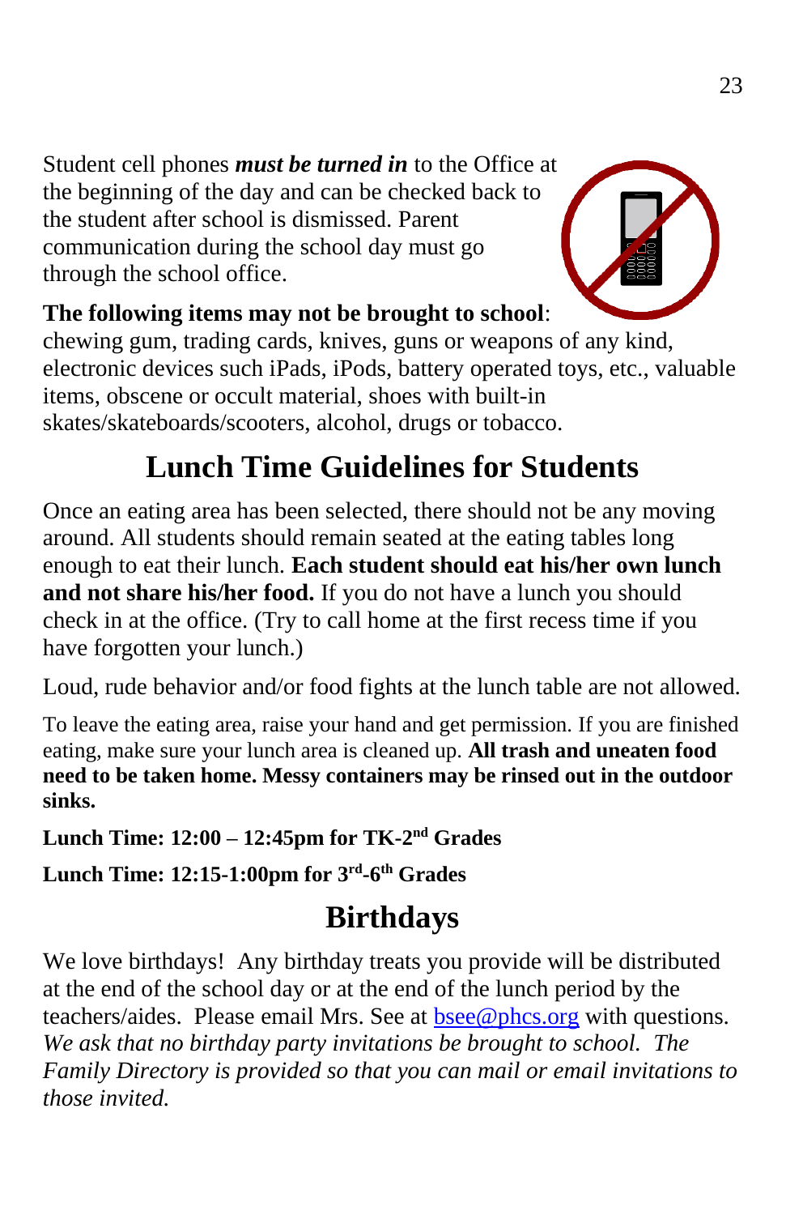Student cell phones ***must be turned in*** to the Office at the beginning of the day and can be checked back to the student after school is dismissed. Parent communication during the school day must go through the school office.

**The following items may not be brought to school**: chewing gum, trading cards, knives, guns or weapons of any kind, electronic devices such iPads, iPods, battery operated toys, etc., valuable items, obscene or occult material, shoes with built-in skates/skateboards/scooters, alcohol, drugs or tobacco.

## Lunch Time Guidelines for Students

Once an eating area has been selected, there should not be any moving around. All students should remain seated at the eating tables long enough to eat their lunch. **Each student should eat his/her own lunch and not share his/her food.** If you do not have a lunch you should check in at the office. (Try to call home at the first recess time if you have forgotten your lunch.)

Loud, rude behavior and/or food fights at the lunch table are not allowed.

To leave the eating area, raise your hand and get permission. If you are finished eating, make sure your lunch area is cleaned up. **All trash and uneaten food need to be taken home. Messy containers may be rinsed out in the outdoor sinks.**

**Lunch Time: 12:00 – 12:45pm for TK-2nd Grades**

**Lunch Time: 12:15-1:00pm for 3rd-6th Grades**

## Birthdays

We love birthdays! Any birthday treats you provide will be distributed at the end of the school day or at the end of the lunch period by the teachers/aides. Please email Mrs. See at bsee@phcs.org with questions. *We ask that no birthday party invitations be brought to school. The Family Directory is provided so that you can mail or email invitations to those invited.*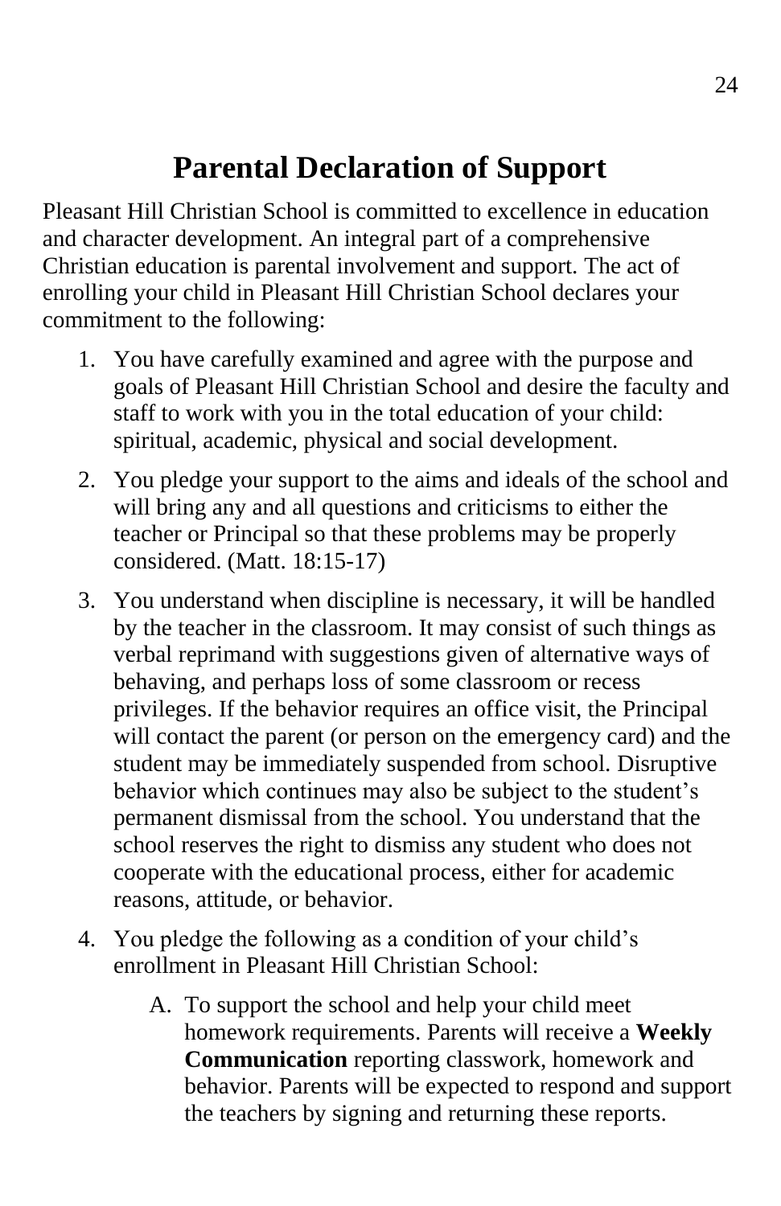# Parental Declaration of Support

Pleasant Hill Christian School is committed to excellence in education and character development. An integral part of a comprehensive Christian education is parental involvement and support. The act of enrolling your child in Pleasant Hill Christian School declares your commitment to the following:

1. You have carefully examined and agree with the purpose and goals of Pleasant Hill Christian School and desire the faculty and staff to work with you in the total education of your child: spiritual, academic, physical and social development.
2. You pledge your support to the aims and ideals of the school and will bring any and all questions and criticisms to either the teacher or Principal so that these problems may be properly considered. (Matt. 18:15-17)
3. You understand when discipline is necessary, it will be handled by the teacher in the classroom. It may consist of such things as verbal reprimand with suggestions given of alternative ways of behaving, and perhaps loss of some classroom or recess privileges. If the behavior requires an office visit, the Principal will contact the parent (or person on the emergency card) and the student may be immediately suspended from school. Disruptive behavior which continues may also be subject to the student's permanent dismissal from the school. You understand that the school reserves the right to dismiss any student who does not cooperate with the educational process, either for academic reasons, attitude, or behavior.
4. You pledge the following as a condition of your child's enrollment in Pleasant Hill Christian School:
   A. To support the school and help your child meet homework requirements. Parents will receive a **Weekly Communication** reporting classwork, homework and behavior. Parents will be expected to respond and support the teachers by signing and returning these reports.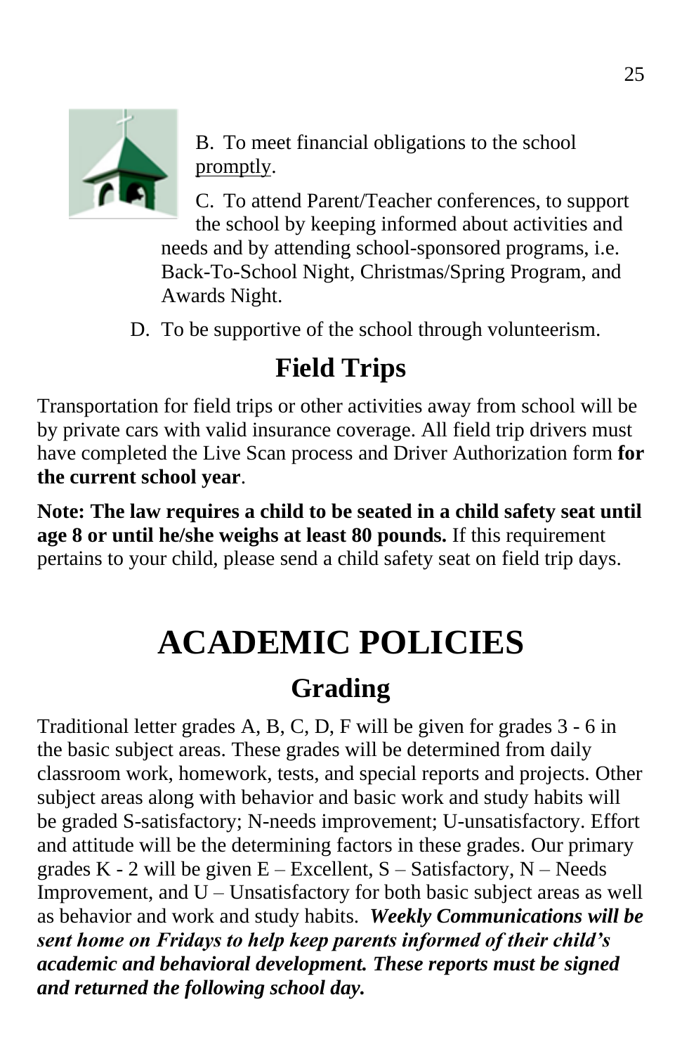B. To meet financial obligations to the school <u>promptly</u>.

C. To attend Parent/Teacher conferences, to support the school by keeping informed about activities and needs and by attending school-sponsored programs, i.e. Back-To-School Night, Christmas/Spring Program, and Awards Night.

D. To be supportive of the school through volunteerism.

## Field Trips

Transportation for field trips or other activities away from school will be by private cars with valid insurance coverage. All field trip drivers must have completed the Live Scan process and Driver Authorization form **for the current school year**.

**Note: The law requires a child to be seated in a child safety seat until age 8 or until he/she weighs at least 80 pounds.** If this requirement pertains to your child, please send a child safety seat on field trip days.

# ACADEMIC POLICIES

## Grading

Traditional letter grades A, B, C, D, F will be given for grades 3 - 6 in the basic subject areas. These grades will be determined from daily classroom work, homework, tests, and special reports and projects. Other subject areas along with behavior and basic work and study habits will be graded S-satisfactory; N-needs improvement; U-unsatisfactory. Effort and attitude will be the determining factors in these grades. Our primary grades K - 2 will be given E – Excellent, S – Satisfactory, N – Needs Improvement, and U – Unsatisfactory for both basic subject areas as well as behavior and work and study habits. ***Weekly Communications will be sent home on Fridays to help keep parents informed of their child's academic and behavioral development. These reports must be signed and returned the following school day.***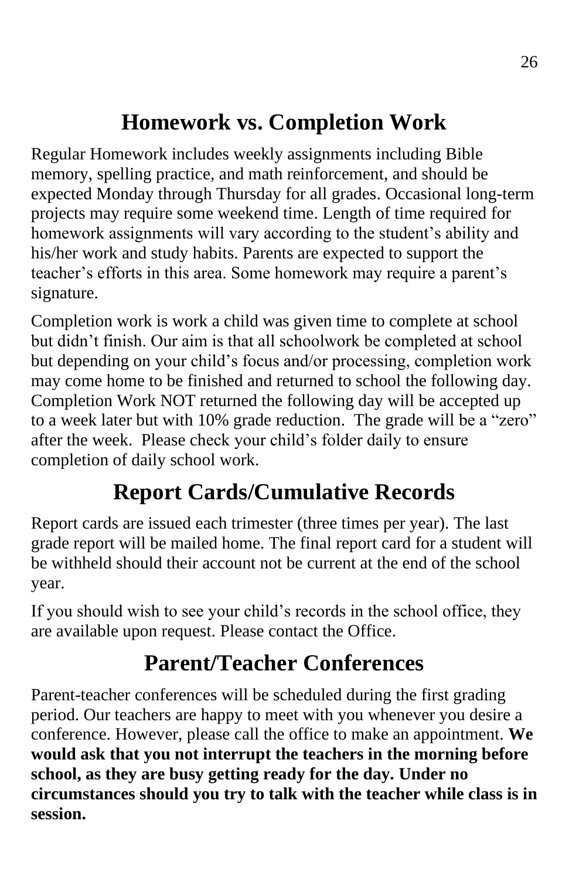## Homework vs. Completion Work

Regular Homework includes weekly assignments including Bible memory, spelling practice, and math reinforcement, and should be expected Monday through Thursday for all grades. Occasional long-term projects may require some weekend time. Length of time required for homework assignments will vary according to the student's ability and his/her work and study habits. Parents are expected to support the teacher's efforts in this area. Some homework may require a parent's signature.

Completion work is work a child was given time to complete at school but didn't finish. Our aim is that all schoolwork be completed at school but depending on your child's focus and/or processing, completion work may come home to be finished and returned to school the following day. Completion Work NOT returned the following day will be accepted up to a week later but with 10% grade reduction. The grade will be a "zero" after the week. Please check your child's folder daily to ensure completion of daily school work.

## Report Cards/Cumulative Records

Report cards are issued each trimester (three times per year). The last grade report will be mailed home. The final report card for a student will be withheld should their account not be current at the end of the school year.

If you should wish to see your child's records in the school office, they are available upon request. Please contact the Office.

## Parent/Teacher Conferences

Parent-teacher conferences will be scheduled during the first grading period. Our teachers are happy to meet with you whenever you desire a conference. However, please call the office to make an appointment. **We would ask that you not interrupt the teachers in the morning before school, as they are busy getting ready for the day. Under no circumstances should you try to talk with the teacher while class is in session.**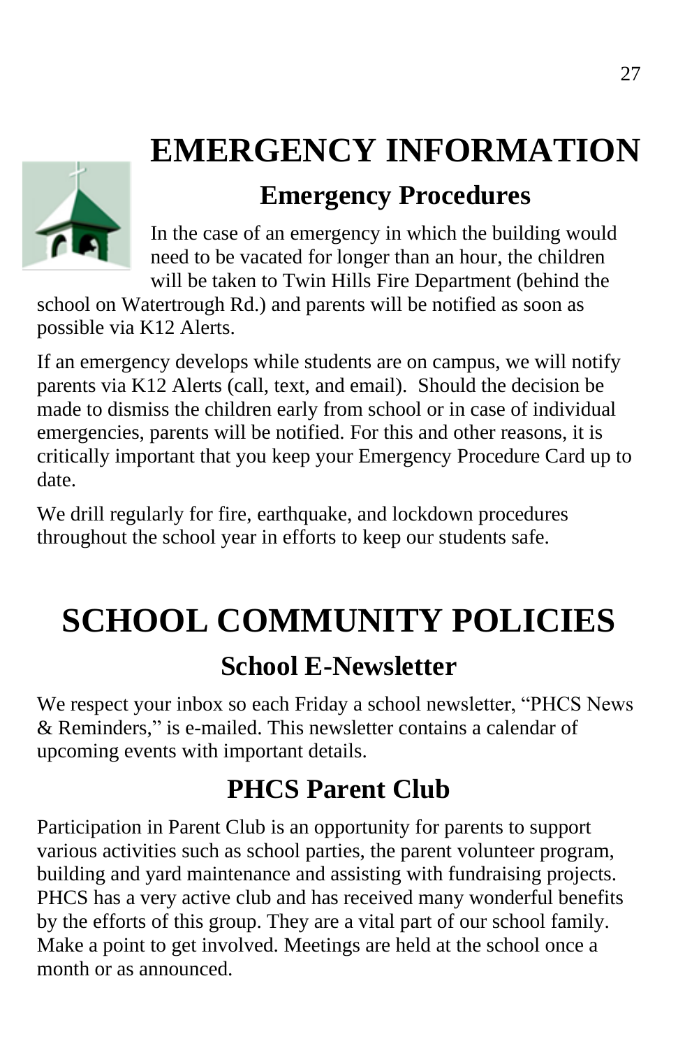# EMERGENCY INFORMATION

## Emergency Procedures

In the case of an emergency in which the building would need to be vacated for longer than an hour, the children will be taken to Twin Hills Fire Department (behind the school on Watertrough Rd.) and parents will be notified as soon as possible via K12 Alerts.

If an emergency develops while students are on campus, we will notify parents via K12 Alerts (call, text, and email). Should the decision be made to dismiss the children early from school or in case of individual emergencies, parents will be notified. For this and other reasons, it is critically important that you keep your Emergency Procedure Card up to date.

We drill regularly for fire, earthquake, and lockdown procedures throughout the school year in efforts to keep our students safe.

# SCHOOL COMMUNITY POLICIES

## School E-Newsletter

We respect your inbox so each Friday a school newsletter, "PHCS News & Reminders," is e-mailed. This newsletter contains a calendar of upcoming events with important details.

## PHCS Parent Club

Participation in Parent Club is an opportunity for parents to support various activities such as school parties, the parent volunteer program, building and yard maintenance and assisting with fundraising projects. PHCS has a very active club and has received many wonderful benefits by the efforts of this group. They are a vital part of our school family. Make a point to get involved. Meetings are held at the school once a month or as announced.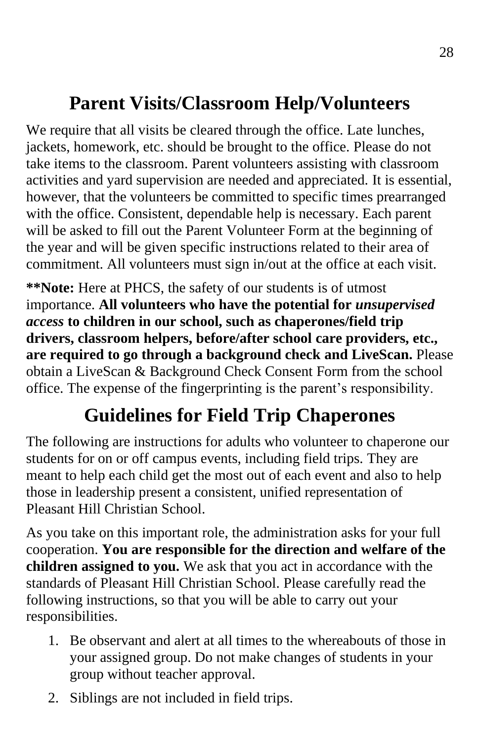## Parent Visits/Classroom Help/Volunteers

We require that all visits be cleared through the office. Late lunches, jackets, homework, etc. should be brought to the office. Please do not take items to the classroom. Parent volunteers assisting with classroom activities and yard supervision are needed and appreciated. It is essential, however, that the volunteers be committed to specific times prearranged with the office. Consistent, dependable help is necessary. Each parent will be asked to fill out the Parent Volunteer Form at the beginning of the year and will be given specific instructions related to their area of commitment. All volunteers must sign in/out at the office at each visit.

****Note:** Here at PHCS, the safety of our students is of utmost importance. **All volunteers who have the potential for *unsupervised access* to children in our school, such as chaperones/field trip drivers, classroom helpers, before/after school care providers, etc., are required to go through a background check and LiveScan.** Please obtain a LiveScan & Background Check Consent Form from the school office. The expense of the fingerprinting is the parent's responsibility.

## Guidelines for Field Trip Chaperones

The following are instructions for adults who volunteer to chaperone our students for on or off campus events, including field trips. They are meant to help each child get the most out of each event and also to help those in leadership present a consistent, unified representation of Pleasant Hill Christian School.

As you take on this important role, the administration asks for your full cooperation. **You are responsible for the direction and welfare of the children assigned to you.** We ask that you act in accordance with the standards of Pleasant Hill Christian School. Please carefully read the following instructions, so that you will be able to carry out your responsibilities.

1. Be observant and alert at all times to the whereabouts of those in your assigned group. Do not make changes of students in your group without teacher approval.
2. Siblings are not included in field trips.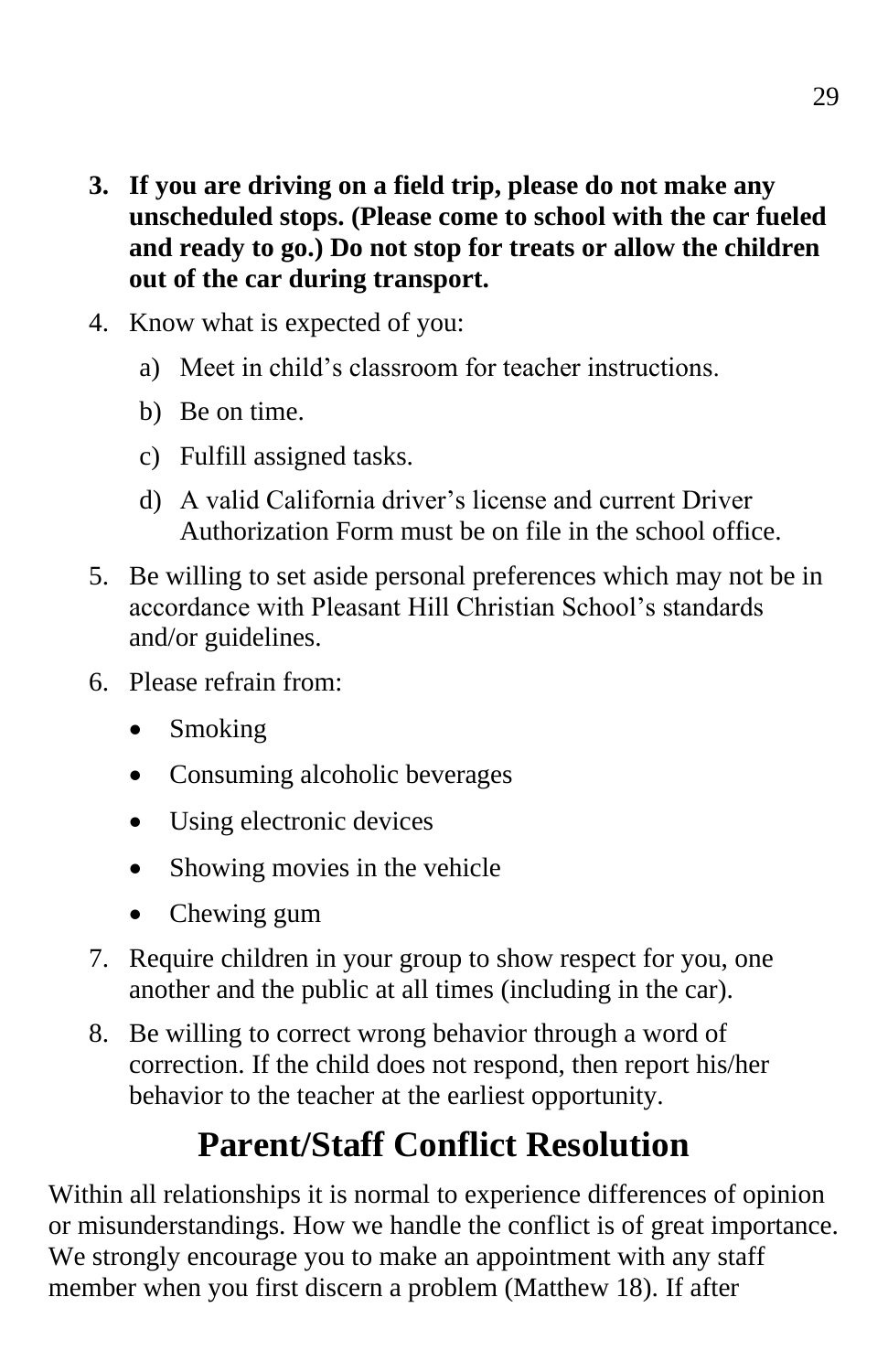3. **If you are driving on a field trip, please do not make any unscheduled stops. (Please come to school with the car fueled and ready to go.) Do not stop for treats or allow the children out of the car during transport.**
4. Know what is expected of you:
    a) Meet in child's classroom for teacher instructions.
    b) Be on time.
    c) Fulfill assigned tasks.
    d) A valid California driver's license and current Driver Authorization Form must be on file in the school office.
5. Be willing to set aside personal preferences which may not be in accordance with Pleasant Hill Christian School's standards and/or guidelines.
6. Please refrain from:
    - Smoking
    - Consuming alcoholic beverages
    - Using electronic devices
    - Showing movies in the vehicle
    - Chewing gum
7. Require children in your group to show respect for you, one another and the public at all times (including in the car).
8. Be willing to correct wrong behavior through a word of correction. If the child does not respond, then report his/her behavior to the teacher at the earliest opportunity.

# Parent/Staff Conflict Resolution

Within all relationships it is normal to experience differences of opinion or misunderstandings. How we handle the conflict is of great importance. We strongly encourage you to make an appointment with any staff member when you first discern a problem (Matthew 18). If after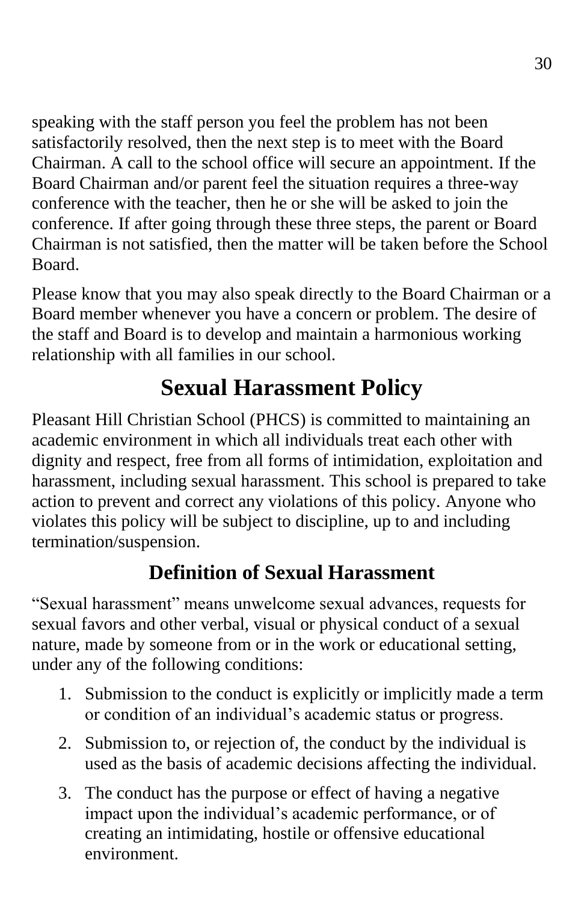speaking with the staff person you feel the problem has not been satisfactorily resolved, then the next step is to meet with the Board Chairman. A call to the school office will secure an appointment. If the Board Chairman and/or parent feel the situation requires a three-way conference with the teacher, then he or she will be asked to join the conference. If after going through these three steps, the parent or Board Chairman is not satisfied, then the matter will be taken before the School Board.

Please know that you may also speak directly to the Board Chairman or a Board member whenever you have a concern or problem. The desire of the staff and Board is to develop and maintain a harmonious working relationship with all families in our school.

# Sexual Harassment Policy

Pleasant Hill Christian School (PHCS) is committed to maintaining an academic environment in which all individuals treat each other with dignity and respect, free from all forms of intimidation, exploitation and harassment, including sexual harassment. This school is prepared to take action to prevent and correct any violations of this policy. Anyone who violates this policy will be subject to discipline, up to and including termination/suspension.

## Definition of Sexual Harassment

"Sexual harassment" means unwelcome sexual advances, requests for sexual favors and other verbal, visual or physical conduct of a sexual nature, made by someone from or in the work or educational setting, under any of the following conditions:

1. Submission to the conduct is explicitly or implicitly made a term or condition of an individual's academic status or progress.
2. Submission to, or rejection of, the conduct by the individual is used as the basis of academic decisions affecting the individual.
3. The conduct has the purpose or effect of having a negative impact upon the individual's academic performance, or of creating an intimidating, hostile or offensive educational environment.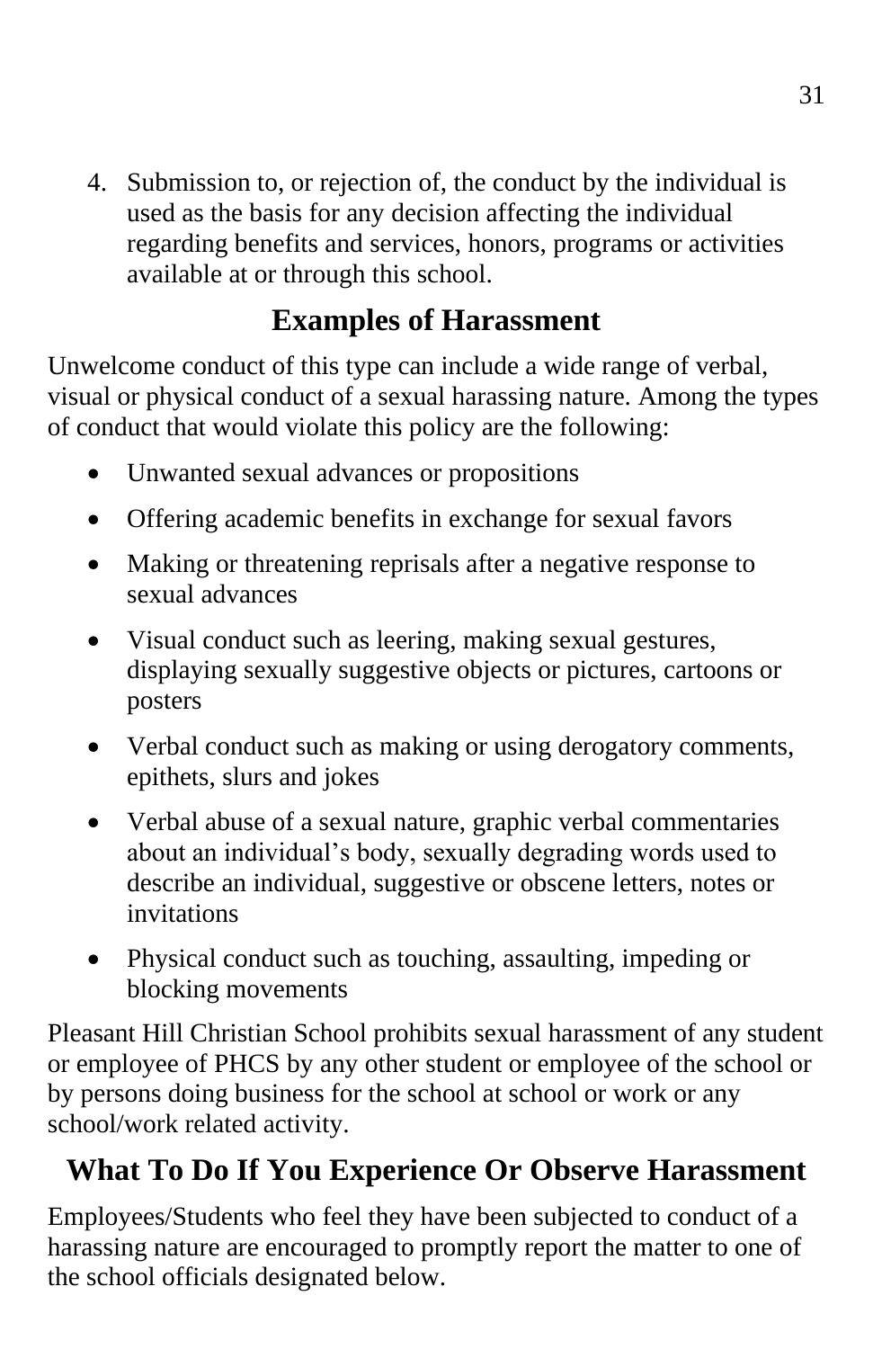4. Submission to, or rejection of, the conduct by the individual is used as the basis for any decision affecting the individual regarding benefits and services, honors, programs or activities available at or through this school.

## Examples of Harassment

Unwelcome conduct of this type can include a wide range of verbal, visual or physical conduct of a sexual harassing nature. Among the types of conduct that would violate this policy are the following:

- Unwanted sexual advances or propositions
- Offering academic benefits in exchange for sexual favors
- Making or threatening reprisals after a negative response to sexual advances
- Visual conduct such as leering, making sexual gestures, displaying sexually suggestive objects or pictures, cartoons or posters
- Verbal conduct such as making or using derogatory comments, epithets, slurs and jokes
- Verbal abuse of a sexual nature, graphic verbal commentaries about an individual's body, sexually degrading words used to describe an individual, suggestive or obscene letters, notes or invitations
- Physical conduct such as touching, assaulting, impeding or blocking movements

Pleasant Hill Christian School prohibits sexual harassment of any student or employee of PHCS by any other student or employee of the school or by persons doing business for the school at school or work or any school/work related activity.

## What To Do If You Experience Or Observe Harassment

Employees/Students who feel they have been subjected to conduct of a harassing nature are encouraged to promptly report the matter to one of the school officials designated below.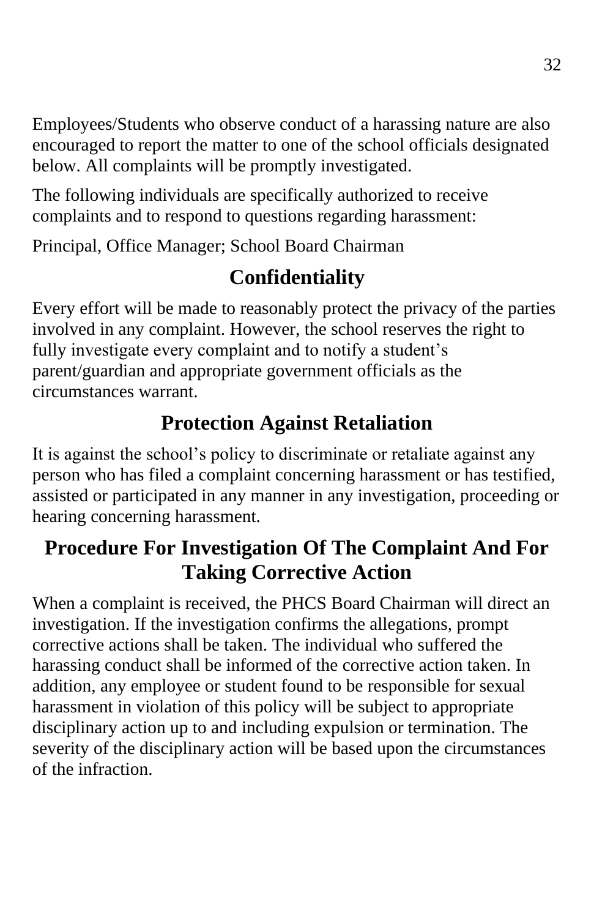Employees/Students who observe conduct of a harassing nature are also encouraged to report the matter to one of the school officials designated below. All complaints will be promptly investigated.

The following individuals are specifically authorized to receive complaints and to respond to questions regarding harassment:

Principal, Office Manager; School Board Chairman

## Confidentiality

Every effort will be made to reasonably protect the privacy of the parties involved in any complaint. However, the school reserves the right to fully investigate every complaint and to notify a student's parent/guardian and appropriate government officials as the circumstances warrant.

## Protection Against Retaliation

It is against the school's policy to discriminate or retaliate against any person who has filed a complaint concerning harassment or has testified, assisted or participated in any manner in any investigation, proceeding or hearing concerning harassment.

## Procedure For Investigation Of The Complaint And For Taking Corrective Action

When a complaint is received, the PHCS Board Chairman will direct an investigation. If the investigation confirms the allegations, prompt corrective actions shall be taken. The individual who suffered the harassing conduct shall be informed of the corrective action taken. In addition, any employee or student found to be responsible for sexual harassment in violation of this policy will be subject to appropriate disciplinary action up to and including expulsion or termination. The severity of the disciplinary action will be based upon the circumstances of the infraction.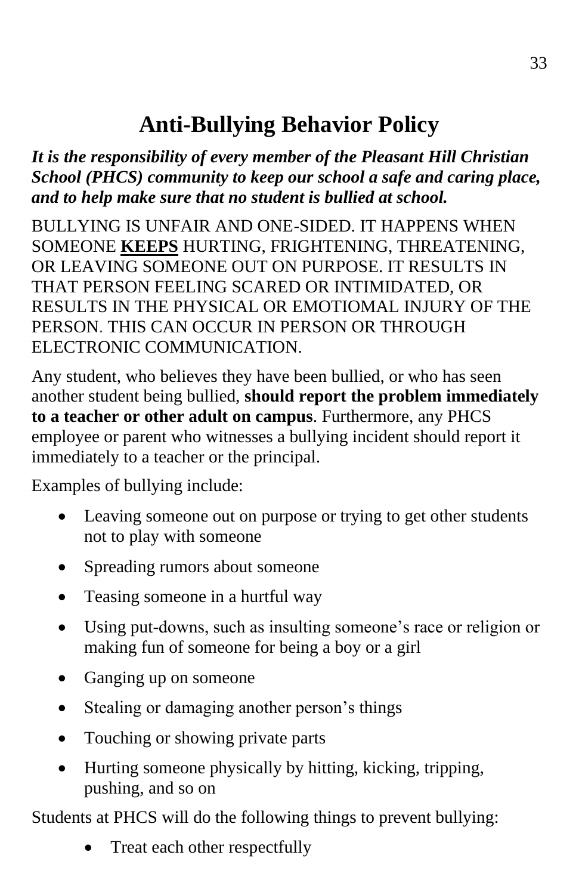# Anti-Bullying Behavior Policy

***It is the responsibility of every member of the Pleasant Hill Christian School (PHCS) community to keep our school a safe and caring place, and to help make sure that no student is bullied at school.***

BULLYING IS UNFAIR AND ONE-SIDED. IT HAPPENS WHEN SOMEONE **KEEPS** HURTING, FRIGHTENING, THREATENING, OR LEAVING SOMEONE OUT ON PURPOSE. IT RESULTS IN THAT PERSON FEELING SCARED OR INTIMIDATED, OR RESULTS IN THE PHYSICAL OR EMOTIOMAL INJURY OF THE PERSON. THIS CAN OCCUR IN PERSON OR THROUGH ELECTRONIC COMMUNICATION.

Any student, who believes they have been bullied, or who has seen another student being bullied, **should report the problem immediately to a teacher or other adult on campus**. Furthermore, any PHCS employee or parent who witnesses a bullying incident should report it immediately to a teacher or the principal.

Examples of bullying include:

- Leaving someone out on purpose or trying to get other students not to play with someone
- Spreading rumors about someone
- Teasing someone in a hurtful way
- Using put-downs, such as insulting someone's race or religion or making fun of someone for being a boy or a girl
- Ganging up on someone
- Stealing or damaging another person's things
- Touching or showing private parts
- Hurting someone physically by hitting, kicking, tripping, pushing, and so on

Students at PHCS will do the following things to prevent bullying:

- Treat each other respectfully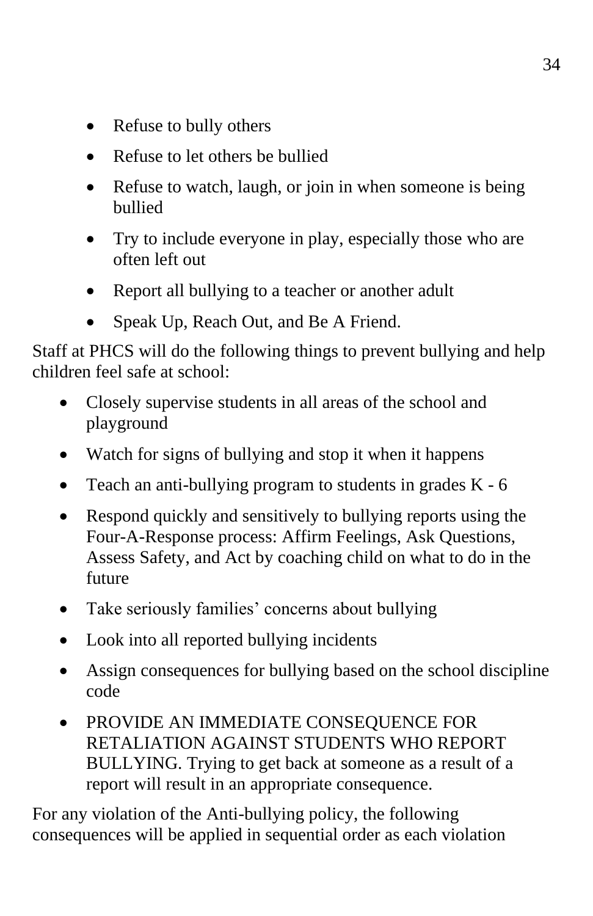- Refuse to bully others
- Refuse to let others be bullied
- Refuse to watch, laugh, or join in when someone is being bullied
- Try to include everyone in play, especially those who are often left out
- Report all bullying to a teacher or another adult
- Speak Up, Reach Out, and Be A Friend.

Staff at PHCS will do the following things to prevent bullying and help children feel safe at school:

- Closely supervise students in all areas of the school and playground
- Watch for signs of bullying and stop it when it happens
- Teach an anti-bullying program to students in grades K - 6
- Respond quickly and sensitively to bullying reports using the Four-A-Response process: Affirm Feelings, Ask Questions, Assess Safety, and Act by coaching child on what to do in the future
- Take seriously families' concerns about bullying
- Look into all reported bullying incidents
- Assign consequences for bullying based on the school discipline code
- PROVIDE AN IMMEDIATE CONSEQUENCE FOR RETALIATION AGAINST STUDENTS WHO REPORT BULLYING. Trying to get back at someone as a result of a report will result in an appropriate consequence.

For any violation of the Anti-bullying policy, the following consequences will be applied in sequential order as each violation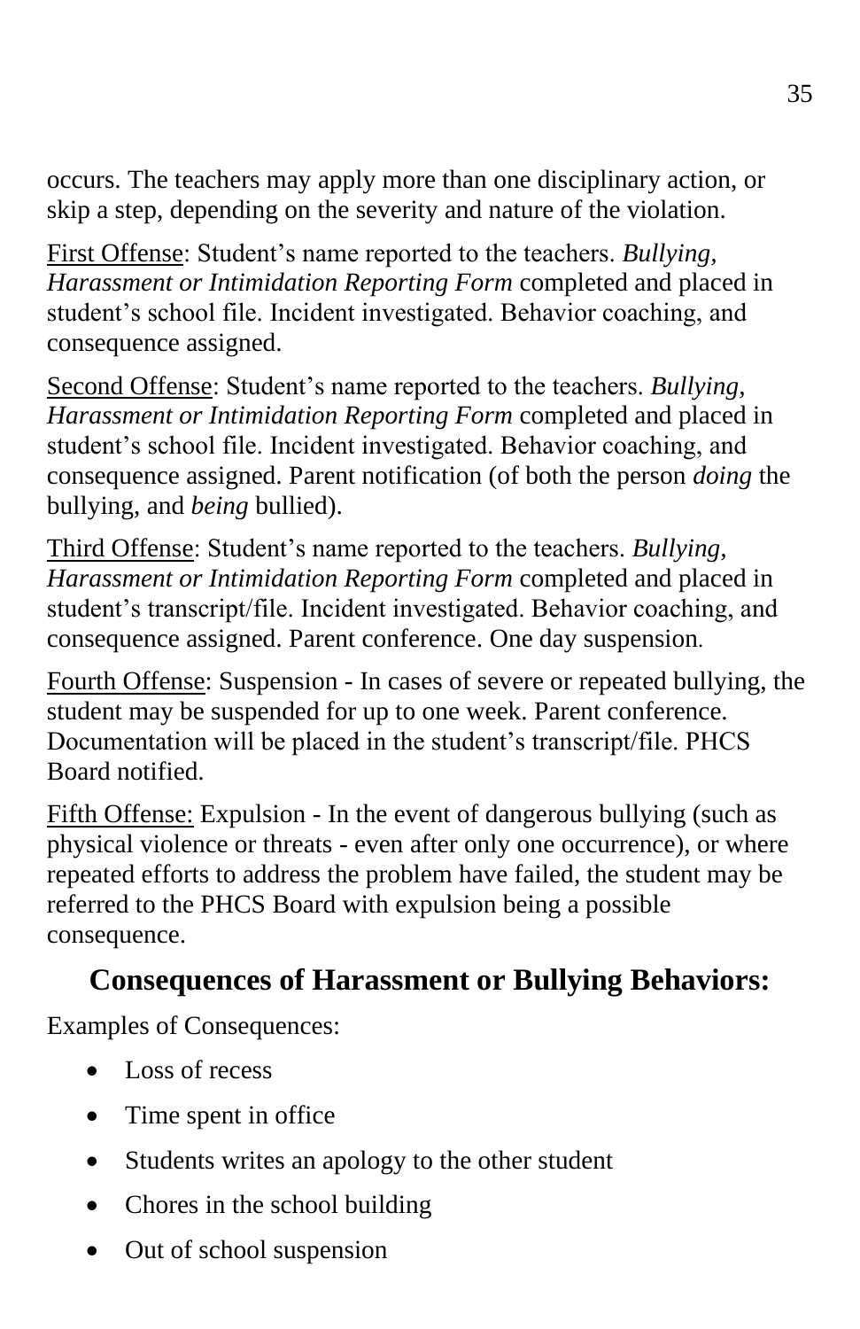occurs. The teachers may apply more than one disciplinary action, or skip a step, depending on the severity and nature of the violation.

<u>First Offense</u>: Student's name reported to the teachers. *Bullying, Harassment or Intimidation Reporting Form* completed and placed in student's school file. Incident investigated. Behavior coaching, and consequence assigned.

<u>Second Offense</u>: Student's name reported to the teachers. *Bullying, Harassment or Intimidation Reporting Form* completed and placed in student's school file. Incident investigated. Behavior coaching, and consequence assigned. Parent notification (of both the person *doing* the bullying, and *being* bullied).

<u>Third Offense</u>: Student's name reported to the teachers. *Bullying, Harassment or Intimidation Reporting Form* completed and placed in student's transcript/file. Incident investigated. Behavior coaching, and consequence assigned. Parent conference. One day suspension.

<u>Fourth Offense</u>: Suspension - In cases of severe or repeated bullying, the student may be suspended for up to one week. Parent conference. Documentation will be placed in the student's transcript/file. PHCS Board notified.

<u>Fifth Offense:</u> Expulsion - In the event of dangerous bullying (such as physical violence or threats - even after only one occurrence), or where repeated efforts to address the problem have failed, the student may be referred to the PHCS Board with expulsion being a possible consequence.

## Consequences of Harassment or Bullying Behaviors:

Examples of Consequences:

- Loss of recess
- Time spent in office
- Students writes an apology to the other student
- Chores in the school building
- Out of school suspension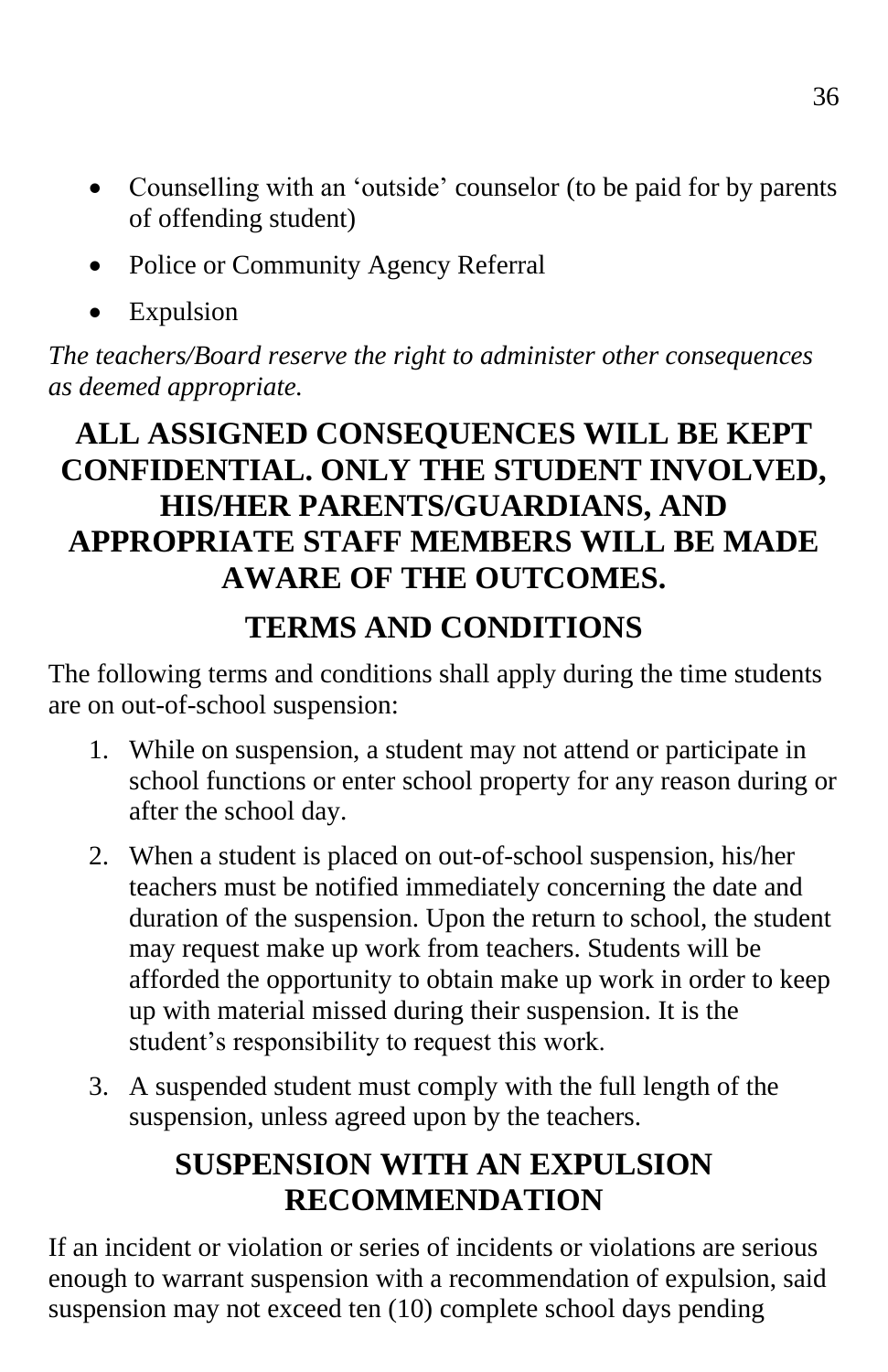- Counselling with an 'outside' counselor (to be paid for by parents of offending student)
- Police or Community Agency Referral
- Expulsion

*The teachers/Board reserve the right to administer other consequences as deemed appropriate.*

## ALL ASSIGNED CONSEQUENCES WILL BE KEPT CONFIDENTIAL. ONLY THE STUDENT INVOLVED, HIS/HER PARENTS/GUARDIANS, AND APPROPRIATE STAFF MEMBERS WILL BE MADE AWARE OF THE OUTCOMES.

## TERMS AND CONDITIONS

The following terms and conditions shall apply during the time students are on out-of-school suspension:

1. While on suspension, a student may not attend or participate in school functions or enter school property for any reason during or after the school day.
2. When a student is placed on out-of-school suspension, his/her teachers must be notified immediately concerning the date and duration of the suspension. Upon the return to school, the student may request make up work from teachers. Students will be afforded the opportunity to obtain make up work in order to keep up with material missed during their suspension. It is the student's responsibility to request this work.
3. A suspended student must comply with the full length of the suspension, unless agreed upon by the teachers.

## SUSPENSION WITH AN EXPULSION RECOMMENDATION

If an incident or violation or series of incidents or violations are serious enough to warrant suspension with a recommendation of expulsion, said suspension may not exceed ten (10) complete school days pending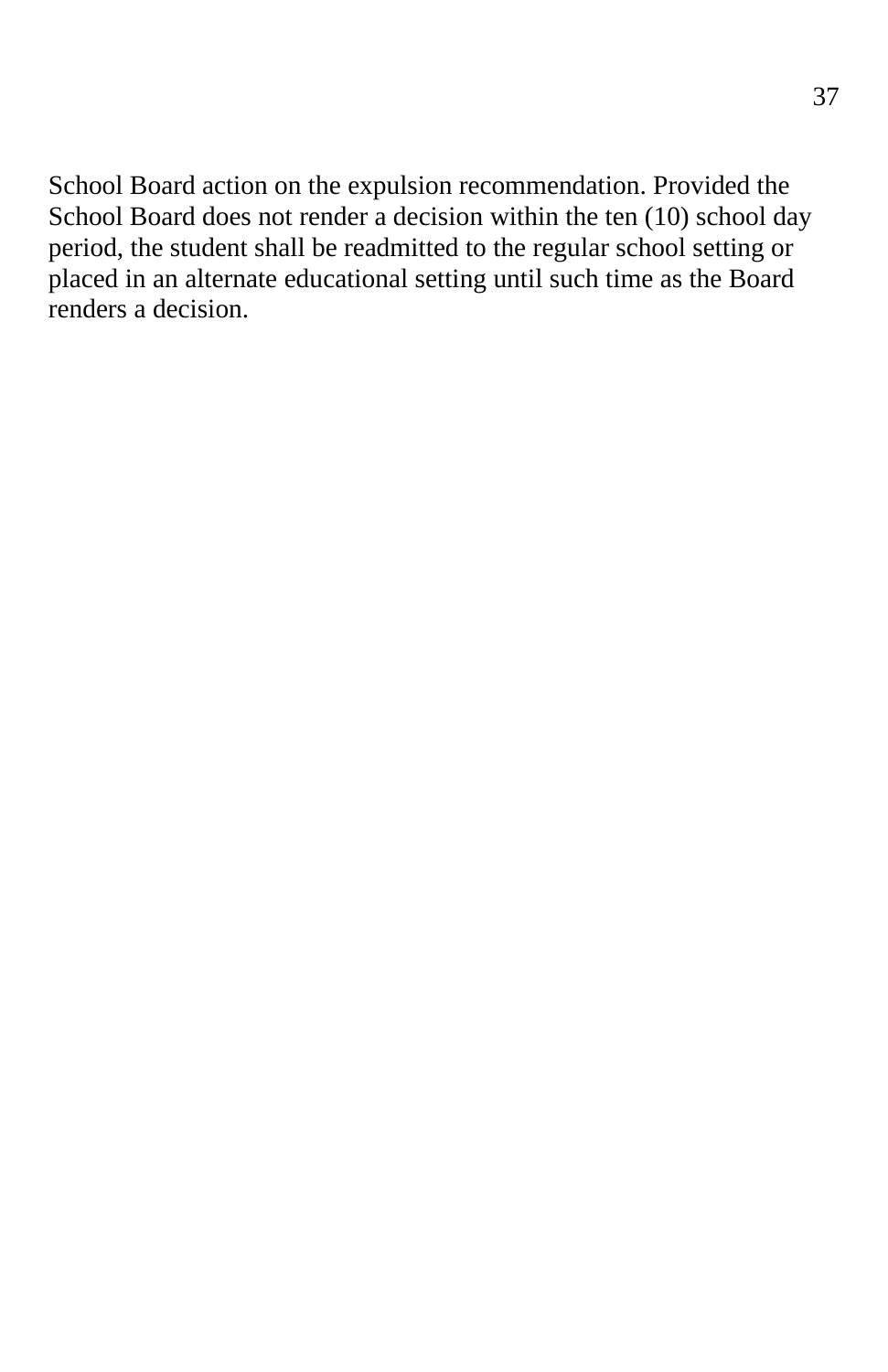School Board action on the expulsion recommendation. Provided the School Board does not render a decision within the ten (10) school day period, the student shall be readmitted to the regular school setting or placed in an alternate educational setting until such time as the Board renders a decision.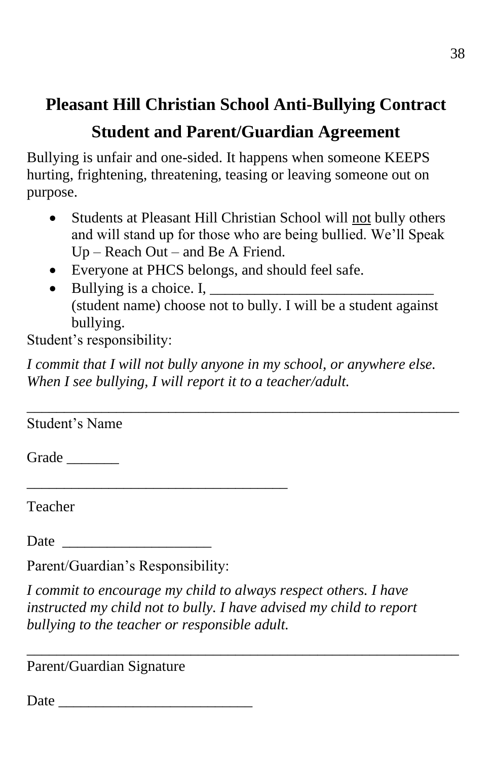# Pleasant Hill Christian School Anti-Bullying Contract

## Student and Parent/Guardian Agreement

Bullying is unfair and one-sided. It happens when someone KEEPS hurting, frightening, threatening, teasing or leaving someone out on purpose.

- Students at Pleasant Hill Christian School will <u>not</u> bully others and will stand up for those who are being bullied. We'll Speak Up – Reach Out – and Be A Friend.
- Everyone at PHCS belongs, and should feel safe.
- Bullying is a choice. I, ______________________________ (student name) choose not to bully. I will be a student against bullying.

Student's responsibility:

*I commit that I will not bully anyone in my school, or anywhere else. When I see bullying, I will report it to a teacher/adult.*

__________________________________________________________

Student's Name

Grade _______

___________________________________

Teacher

Date ____________________

Parent/Guardian's Responsibility:

*I commit to encourage my child to always respect others. I have instructed my child not to bully. I have advised my child to report bullying to the teacher or responsible adult.*

__________________________________________________________

Parent/Guardian Signature

Date __________________________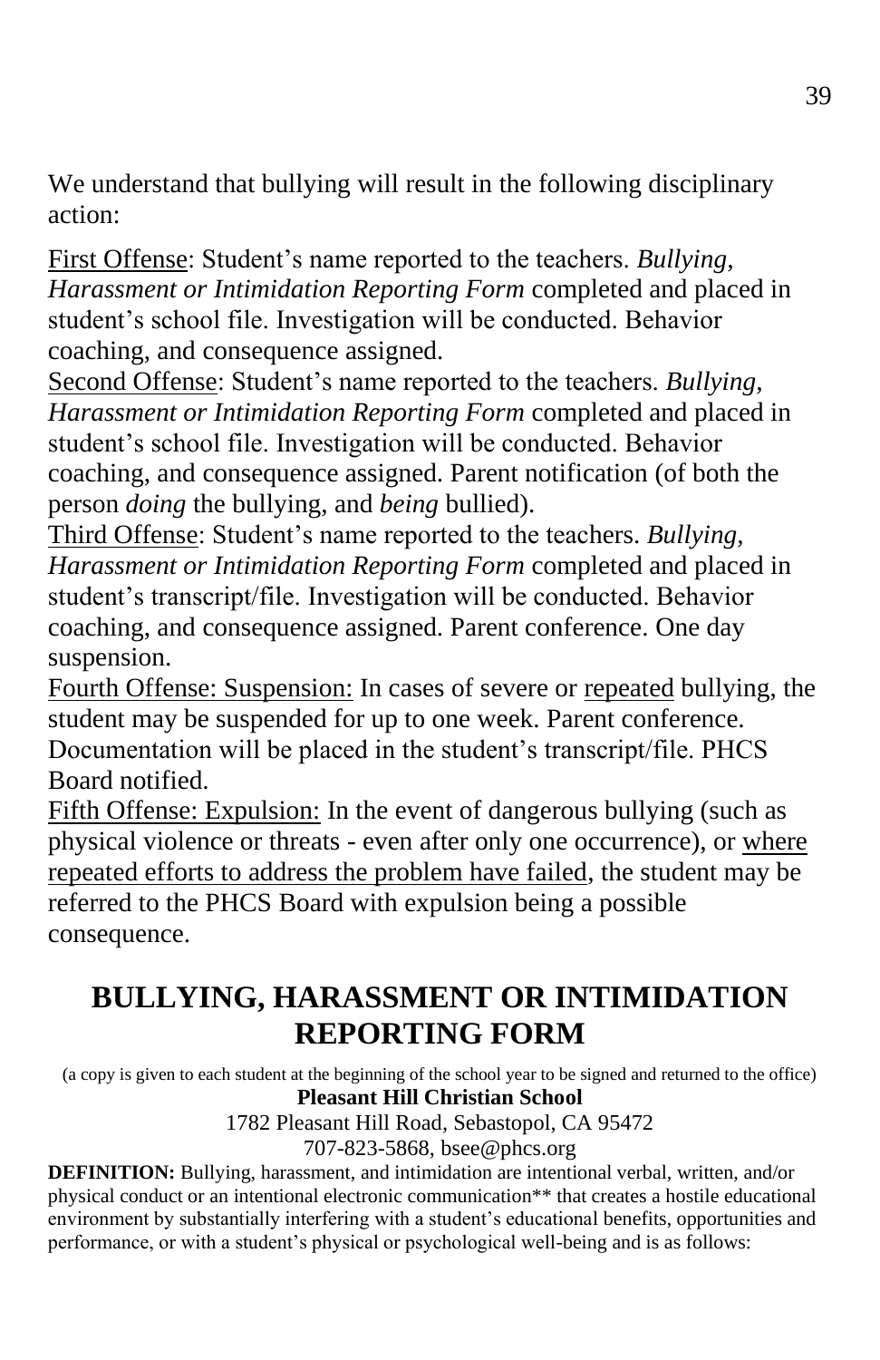We understand that bullying will result in the following disciplinary action:

<u>First Offense</u>: Student's name reported to the teachers. *Bullying, Harassment or Intimidation Reporting Form* completed and placed in student's school file. Investigation will be conducted. Behavior coaching, and consequence assigned.

<u>Second Offense</u>: Student's name reported to the teachers. *Bullying, Harassment or Intimidation Reporting Form* completed and placed in student's school file. Investigation will be conducted. Behavior coaching, and consequence assigned. Parent notification (of both the person *doing* the bullying, and *being* bullied).

<u>Third Offense</u>: Student's name reported to the teachers. *Bullying, Harassment or Intimidation Reporting Form* completed and placed in student's transcript/file. Investigation will be conducted. Behavior coaching, and consequence assigned. Parent conference. One day suspension.

<u>Fourth Offense: Suspension:</u> In cases of severe or <u>repeated</u> bullying, the student may be suspended for up to one week. Parent conference. Documentation will be placed in the student's transcript/file. PHCS Board notified.

<u>Fifth Offense: Expulsion:</u> In the event of dangerous bullying (such as physical violence or threats - even after only one occurrence), or <u>where repeated efforts to address the problem have failed</u>, the student may be referred to the PHCS Board with expulsion being a possible consequence.

## BULLYING, HARASSMENT OR INTIMIDATION REPORTING FORM

(a copy is given to each student at the beginning of the school year to be signed and returned to the office)

**Pleasant Hill Christian School**

1782 Pleasant Hill Road, Sebastopol, CA 95472

707-823-5868, bsee@phcs.org

**DEFINITION:** Bullying, harassment, and intimidation are intentional verbal, written, and/or physical conduct or an intentional electronic communication** that creates a hostile educational environment by substantially interfering with a student's educational benefits, opportunities and performance, or with a student's physical or psychological well-being and is as follows: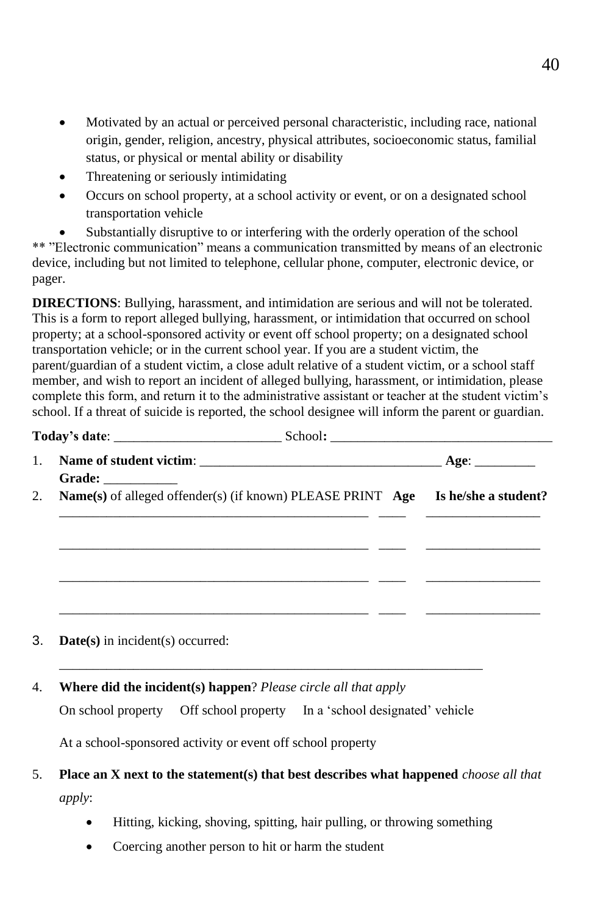- Motivated by an actual or perceived personal characteristic, including race, national origin, gender, religion, ancestry, physical attributes, socioeconomic status, familial status, or physical or mental ability or disability
- Threatening or seriously intimidating
- Occurs on school property, at a school activity or event, or on a designated school transportation vehicle
- Substantially disruptive to or interfering with the orderly operation of the school

** "Electronic communication" means a communication transmitted by means of an electronic device, including but not limited to telephone, cellular phone, computer, electronic device, or pager.

**DIRECTIONS**: Bullying, harassment, and intimidation are serious and will not be tolerated. This is a form to report alleged bullying, harassment, or intimidation that occurred on school property; at a school-sponsored activity or event off school property; on a designated school transportation vehicle; or in the current school year. If you are a student victim, the parent/guardian of a student victim, a close adult relative of a student victim, or a school staff member, and wish to report an incident of alleged bullying, harassment, or intimidation, please complete this form, and return it to the administrative assistant or teacher at the student victim's school. If a threat of suicide is reported, the school designee will inform the parent or guardian.

**Today's date**: _________________________ School**:** _________________________________

1. **Name of student victim**: ____________________________________ **Age**: _________ **Grade:** ___________
2. **Name(s)** of alleged offender(s) (if known) PLEASE PRINT **Age** **Is he/she a student?**

   _______________________________________________ ____ _________________

   _______________________________________________ ____ _________________

   _______________________________________________ ____ _________________

   _______________________________________________ ____ _________________

3. **Date(s)** in incident(s) occurred:

   ________________________________________________________________

4. **Where did the incident(s) happen**? *Please circle all that apply*

   On school property Off school property In a 'school designated' vehicle

   At a school-sponsored activity or event off school property

5. **Place an X next to the statement(s) that best describes what happened** *choose all that apply*:

   - Hitting, kicking, shoving, spitting, hair pulling, or throwing something
   - Coercing another person to hit or harm the student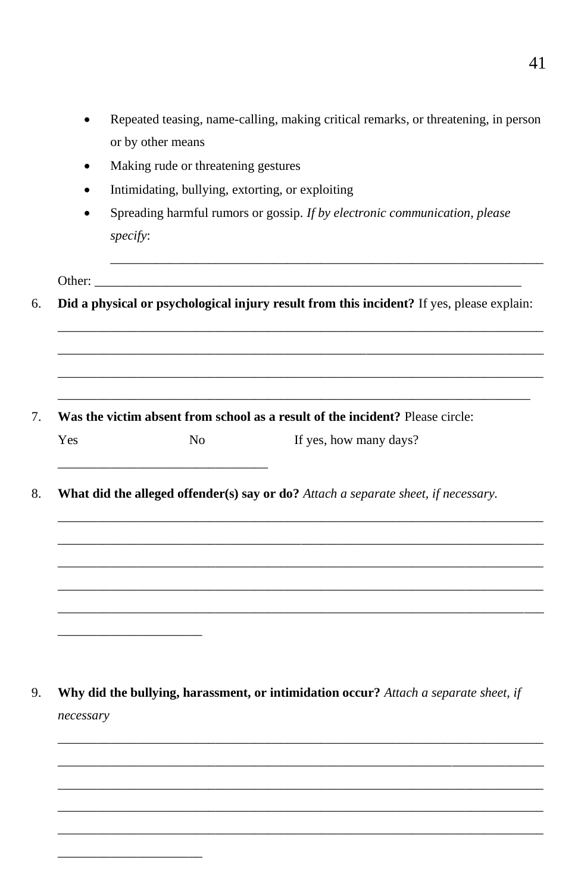- Repeated teasing, name-calling, making critical remarks, or threatening, in person or by other means
- Making rude or threatening gestures
- Intimidating, bullying, extorting, or exploiting
- Spreading harmful rumors or gossip. *If by electronic communication, please specify*:

  ______________________________________________________________________

Other: ______________________________________________________________________

6. **Did a physical or psychological injury result from this incident?** If yes, please explain:

______________________________________________________________________________

______________________________________________________________________________

______________________________________________________________________________

______________________________________________________________________________

7. **Was the victim absent from school as a result of the incident?** Please circle:

   Yes          No          If yes, how many days?

   ________________________________

8. **What did the alleged offender(s) say or do?** *Attach a separate sheet, if necessary.*

______________________________________________________________________________

______________________________________________________________________________

______________________________________________________________________________

______________________________________________________________________________

______________________________________________________________________________

______________________

9. **Why did the bullying, harassment, or intimidation occur?** *Attach a separate sheet, if necessary*

______________________________________________________________________________

______________________________________________________________________________

______________________________________________________________________________

______________________________________________________________________________

______________________________________________________________________________

______________________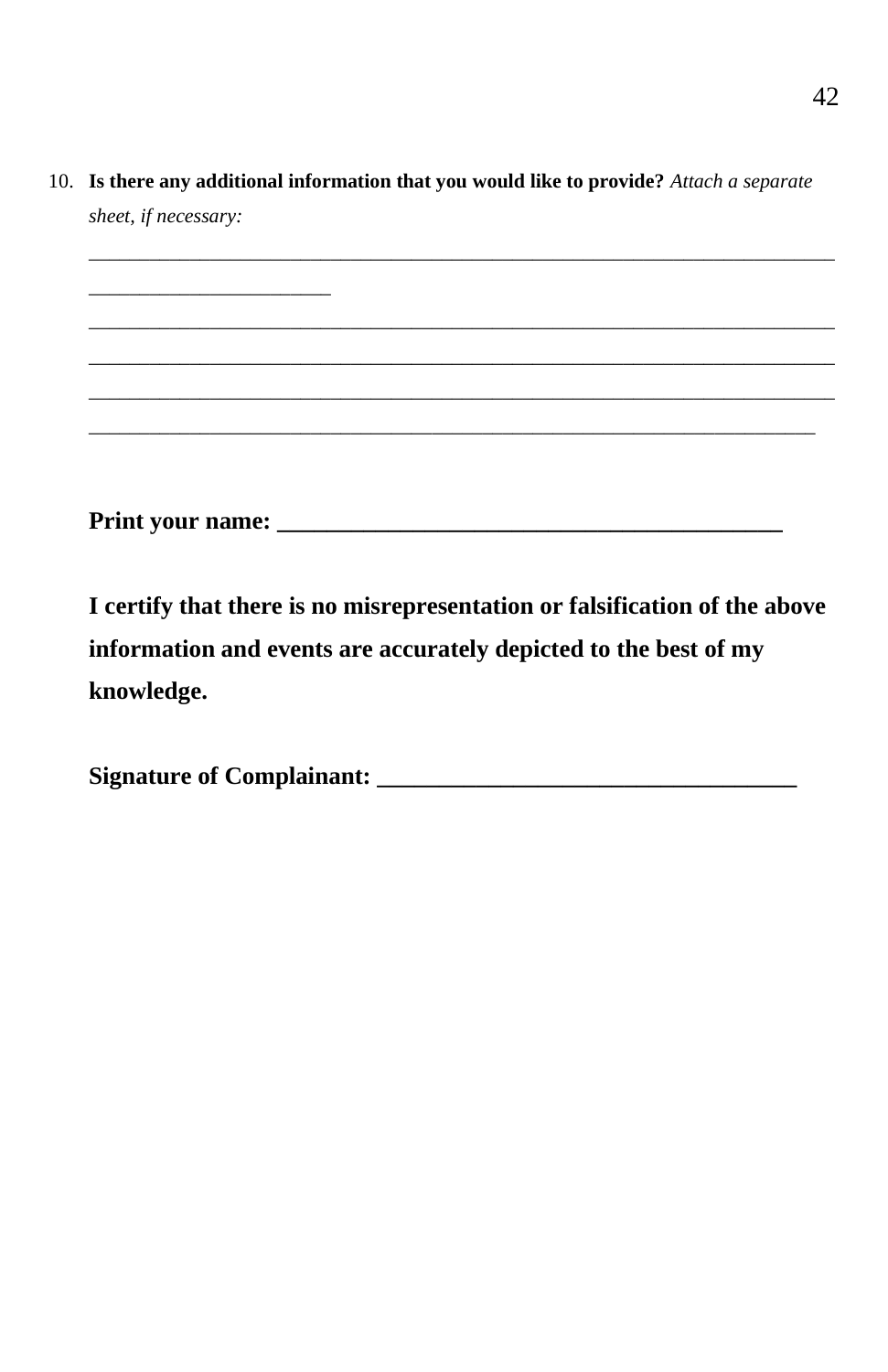10. **Is there any additional information that you would like to provide?** *Attach a separate sheet, if necessary:*

    ___________________________________________________________________________
    ________________________
    ___________________________________________________________________________
    ___________________________________________________________________________
    ___________________________________________________________________________
    _________________________________________________________________________

**Print your name: ___________________________________________**

**I certify that there is no misrepresentation or falsification of the above information and events are accurately depicted to the best of my knowledge.**

**Signature of Complainant: _____________________________________**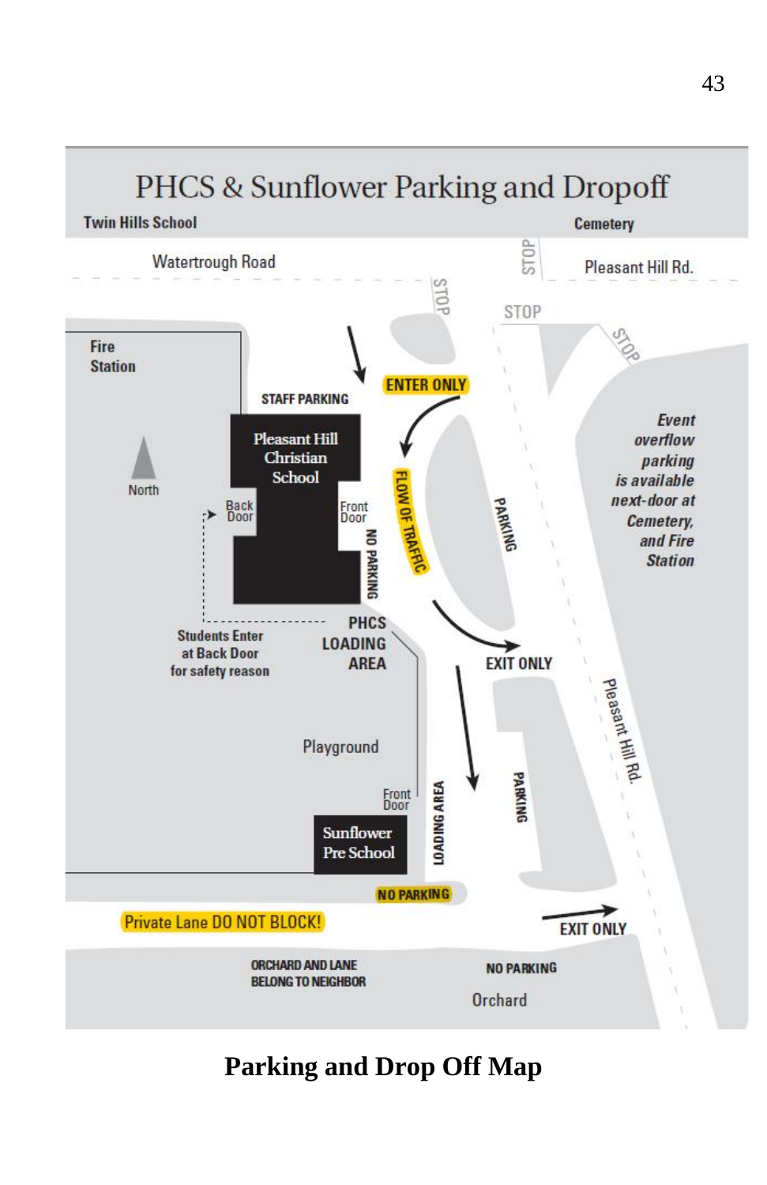# PHCS & Sunflower Parking and Dropoff

Twin Hills School

Cemetery

Watertrough Road

Pleasant Hill Rd.

STOP

STOP

STOP

STOP

Fire Station

North

STAFF PARKING

ENTER ONLY

Pleasant Hill Christian School

Back Door

Front Door

NO PARKING

FLOW OF TRAFFIC

PARKING

*Event overflow parking is available next-door at Cemetery, and Fire Station*

Students Enter at Back Door for safety reason

PHCS LOADING AREA

EXIT ONLY

Pleasant Hill Rd.

Playground

Front Door

Sunflower Pre School

LOADING AREA

PARKING

NO PARKING

Private Lane DO NOT BLOCK!

EXIT ONLY

ORCHARD AND LANE BELONG TO NEIGHBOR

NO PARKING

Orchard

**Parking and Drop Off Map**